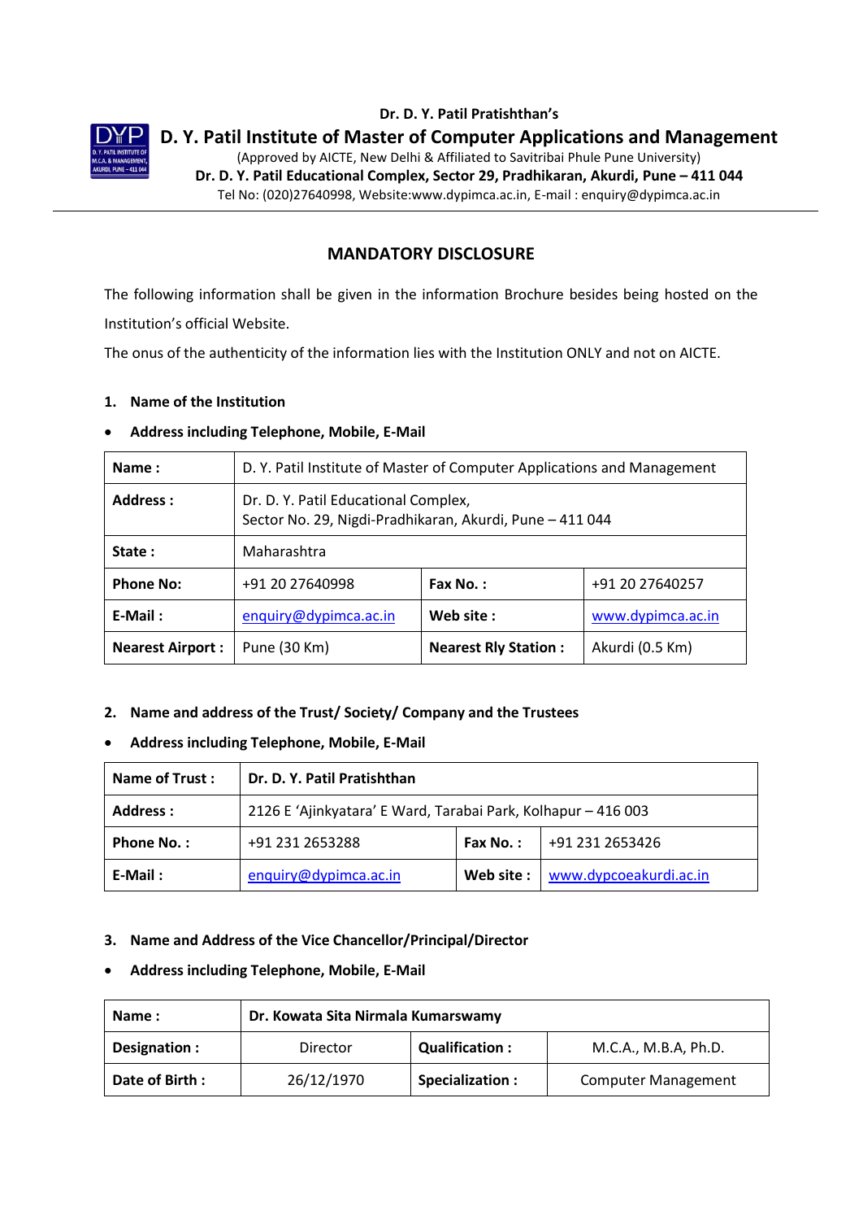Dr. D. Y. Patil Pratishthan's

# D. Y. Patil Institute of Master of Computer Applications and Management

(Approved by AICTE, New Delhi & Affiliated to Savitribai Phule Pune University)

**Dr. D. Y. Patil Educational Complex, Sector 29, Pradhikaran, Akurdi, Pune – 411 044**

Tel No: (020)27640998, Website:www.dypimca.ac.in, E-mail : enquiry@dypimca.ac.in

## MANDATORY DISCLOSURE

The following information shall be given in the information Brochure besides being hosted on the Institution's official Website.

The onus of the authenticity of the information lies with the Institution ONLY and not on AICTE.

**1. Name of the Institution**

- **Address including Telephone, Mobile, E-Mail**

| **Name :** | D. Y. Patil Institute of Master of Computer Applications and Management | | |
|---|---|---|---|
| **Address :** | Dr. D. Y. Patil Educational Complex, Sector No. 29, Nigdi-Pradhikaran, Akurdi, Pune – 411 044 | | |
| **State :** | Maharashtra | | |
| **Phone No:** | +91 20 27640998 | **Fax No. :** | +91 20 27640257 |
| **E-Mail :** | enquiry@dypimca.ac.in | **Web site :** | www.dypimca.ac.in |
| **Nearest Airport :** | Pune (30 Km) | **Nearest Rly Station :** | Akurdi (0.5 Km) |

**2. Name and address of the Trust/ Society/ Company and the Trustees**

- **Address including Telephone, Mobile, E-Mail**

| **Name of Trust :** | **Dr. D. Y. Patil Pratishthan** | | |
|---|---|---|---|
| **Address :** | 2126 E 'Ajinkyatara' E Ward, Tarabai Park, Kolhapur – 416 003 | | |
| **Phone No. :** | +91 231 2653288 | **Fax No. :** | +91 231 2653426 |
| **E-Mail :** | enquiry@dypimca.ac.in | **Web site :** | www.dypcoeakurdi.ac.in |

**3. Name and Address of the Vice Chancellor/Principal/Director**

- **Address including Telephone, Mobile, E-Mail**

| **Name :** | **Dr. Kowata Sita Nirmala Kumarswamy** | | |
|---|---|---|---|
| **Designation :** | Director | **Qualification :** | M.C.A., M.B.A, Ph.D. |
| **Date of Birth :** | 26/12/1970 | **Specialization :** | Computer Management |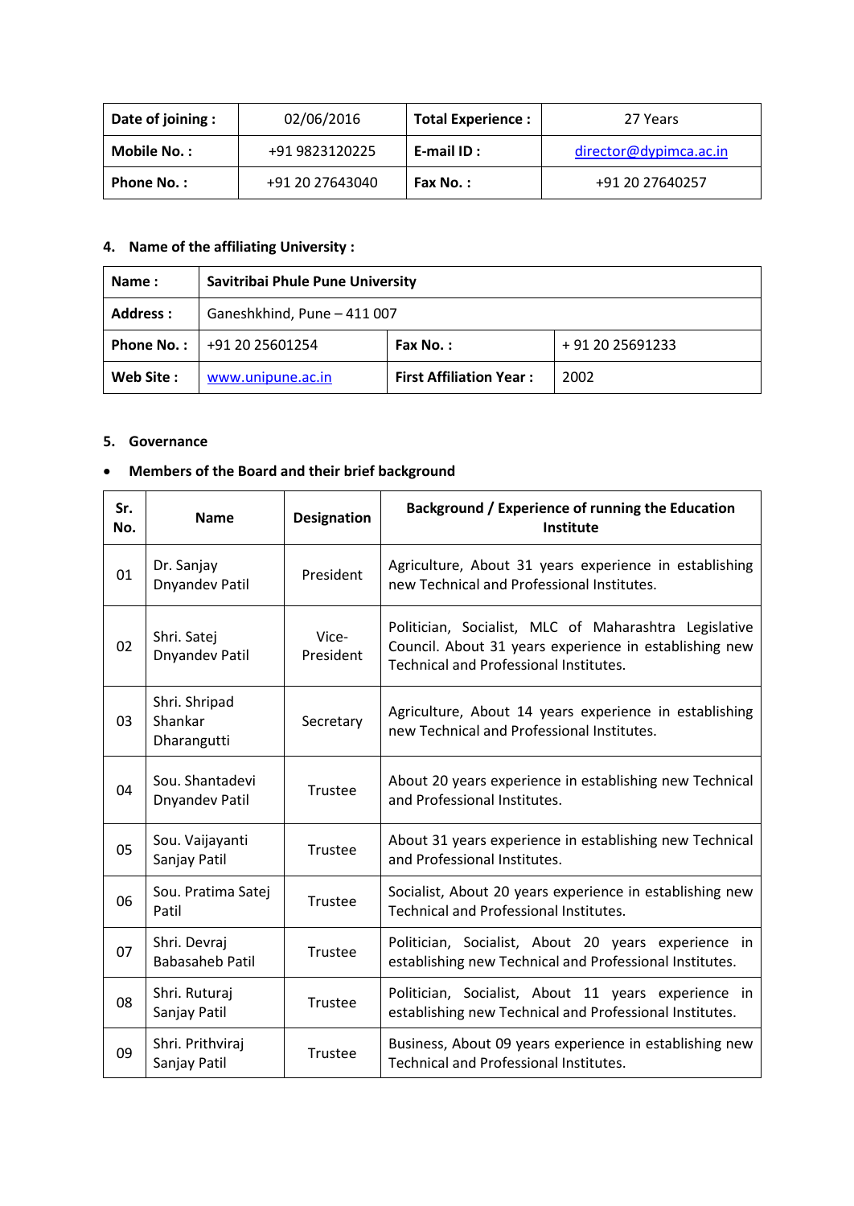| Date of joining : | 02/06/2016 | Total Experience : | 27 Years |
|---|---|---|---|
| Mobile No. : | +91 9823120225 | E-mail ID : | director@dypimca.ac.in |
| Phone No. : | +91 20 27643040 | Fax No. : | +91 20 27640257 |

**4. Name of the affiliating University :**

| Name : | Savitribai Phule Pune University | | |
|---|---|---|---|
| Address : | Ganeshkhind, Pune – 411 007 | | |
| Phone No. : | +91 20 25601254 | Fax No. : | + 91 20 25691233 |
| Web Site : | www.unipune.ac.in | First Affiliation Year : | 2002 |

**5. Governance**

- **Members of the Board and their brief background**

| Sr. No. | Name | Designation | Background / Experience of running the Education Institute |
|---|---|---|---|
| 01 | Dr. Sanjay Dnyandev Patil | President | Agriculture, About 31 years experience in establishing new Technical and Professional Institutes. |
| 02 | Shri. Satej Dnyandev Patil | Vice-President | Politician, Socialist, MLC of Maharashtra Legislative Council. About 31 years experience in establishing new Technical and Professional Institutes. |
| 03 | Shri. Shripad Shankar Dharangutti | Secretary | Agriculture, About 14 years experience in establishing new Technical and Professional Institutes. |
| 04 | Sou. Shantadevi Dnyandev Patil | Trustee | About 20 years experience in establishing new Technical and Professional Institutes. |
| 05 | Sou. Vaijayanti Sanjay Patil | Trustee | About 31 years experience in establishing new Technical and Professional Institutes. |
| 06 | Sou. Pratima Satej Patil | Trustee | Socialist, About 20 years experience in establishing new Technical and Professional Institutes. |
| 07 | Shri. Devraj Babasaheb Patil | Trustee | Politician, Socialist, About 20 years experience in establishing new Technical and Professional Institutes. |
| 08 | Shri. Ruturaj Sanjay Patil | Trustee | Politician, Socialist, About 11 years experience in establishing new Technical and Professional Institutes. |
| 09 | Shri. Prithviraj Sanjay Patil | Trustee | Business, About 09 years experience in establishing new Technical and Professional Institutes. |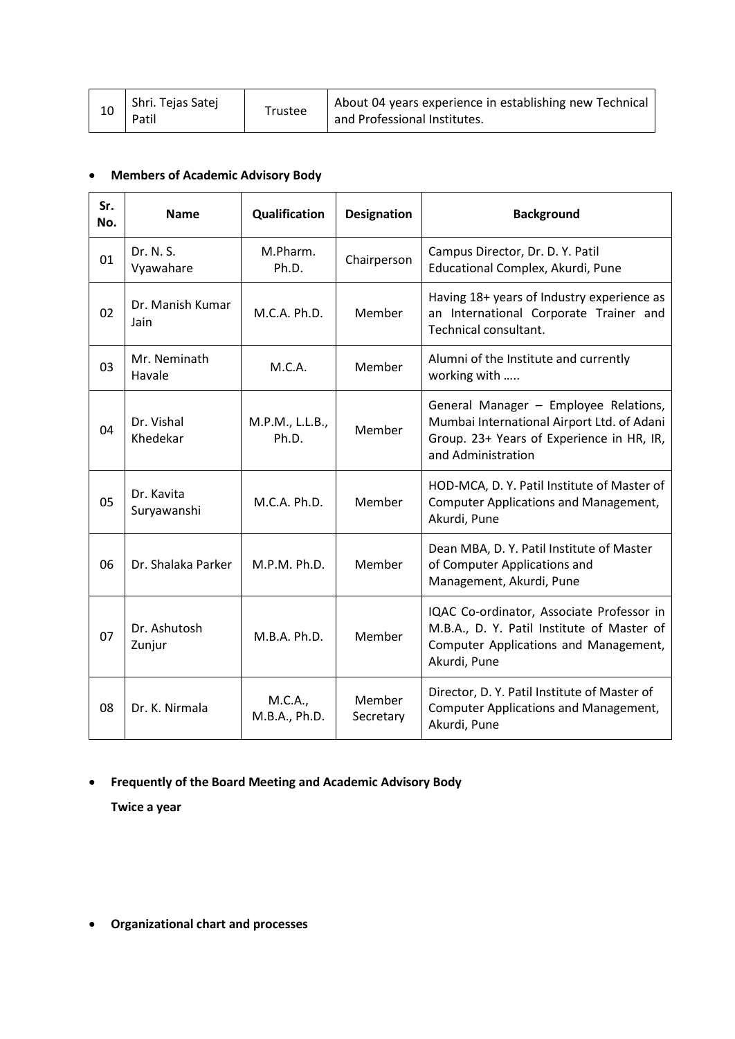| 10 | Shri. Tejas Satej Patil | Trustee | About 04 years experience in establishing new Technical and Professional Institutes. |
|---|---|---|---|

- **Members of Academic Advisory Body**

| Sr. No. | Name | Qualification | Designation | Background |
|---|---|---|---|---|
| 01 | Dr. N. S. Vyawahare | M.Pharm. Ph.D. | Chairperson | Campus Director, Dr. D. Y. Patil Educational Complex, Akurdi, Pune |
| 02 | Dr. Manish Kumar Jain | M.C.A. Ph.D. | Member | Having 18+ years of Industry experience as an International Corporate Trainer and Technical consultant. |
| 03 | Mr. Neminath Havale | M.C.A. | Member | Alumni of the Institute and currently working with ….. |
| 04 | Dr. Vishal Khedekar | M.P.M., L.L.B., Ph.D. | Member | General Manager – Employee Relations, Mumbai International Airport Ltd. of Adani Group. 23+ Years of Experience in HR, IR, and Administration |
| 05 | Dr. Kavita Suryawanshi | M.C.A. Ph.D. | Member | HOD-MCA, D. Y. Patil Institute of Master of Computer Applications and Management, Akurdi, Pune |
| 06 | Dr. Shalaka Parker | M.P.M. Ph.D. | Member | Dean MBA, D. Y. Patil Institute of Master of Computer Applications and Management, Akurdi, Pune |
| 07 | Dr. Ashutosh Zunjur | M.B.A. Ph.D. | Member | IQAC Co-ordinator, Associate Professor in M.B.A., D. Y. Patil Institute of Master of Computer Applications and Management, Akurdi, Pune |
| 08 | Dr. K. Nirmala | M.C.A., M.B.A., Ph.D. | Member Secretary | Director, D. Y. Patil Institute of Master of Computer Applications and Management, Akurdi, Pune |

- **Frequently of the Board Meeting and Academic Advisory Body**

  **Twice a year**

- **Organizational chart and processes**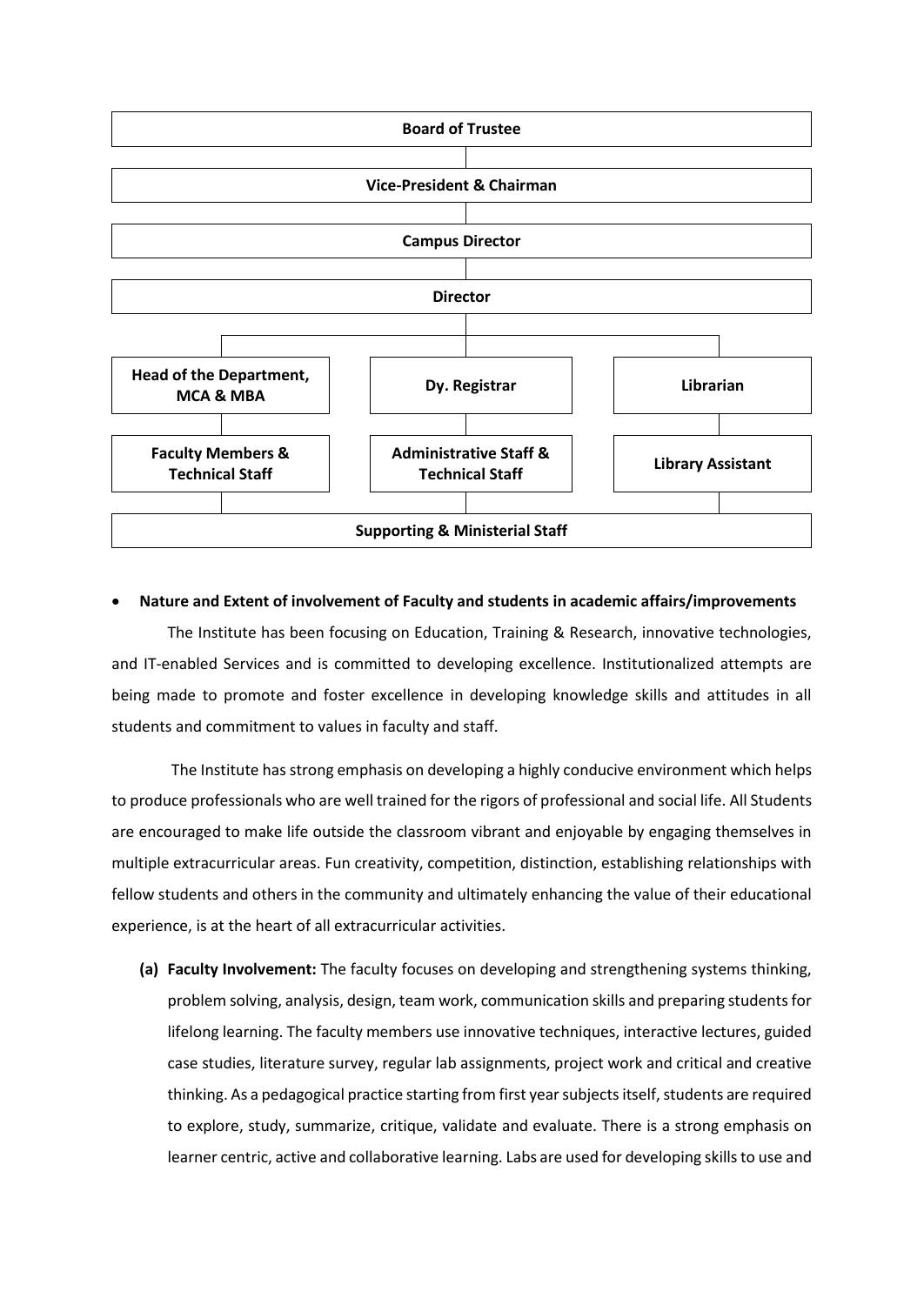**Board of Trustee**

**Vice-President & Chairman**

**Campus Director**

**Director**

| **Head of the Department, MCA & MBA** | **Dy. Registrar** | **Librarian** |
|---|---|---|
| **Faculty Members & Technical Staff** | **Administrative Staff & Technical Staff** | **Library Assistant** |

**Supporting & Ministerial Staff**

- **Nature and Extent of involvement of Faculty and students in academic affairs/improvements**

The Institute has been focusing on Education, Training & Research, innovative technologies, and IT-enabled Services and is committed to developing excellence. Institutionalized attempts are being made to promote and foster excellence in developing knowledge skills and attitudes in all students and commitment to values in faculty and staff.

The Institute has strong emphasis on developing a highly conducive environment which helps to produce professionals who are well trained for the rigors of professional and social life. All Students are encouraged to make life outside the classroom vibrant and enjoyable by engaging themselves in multiple extracurricular areas. Fun creativity, competition, distinction, establishing relationships with fellow students and others in the community and ultimately enhancing the value of their educational experience, is at the heart of all extracurricular activities.

**(a) Faculty Involvement:** The faculty focuses on developing and strengthening systems thinking, problem solving, analysis, design, team work, communication skills and preparing students for lifelong learning. The faculty members use innovative techniques, interactive lectures, guided case studies, literature survey, regular lab assignments, project work and critical and creative thinking. As a pedagogical practice starting from first year subjects itself, students are required to explore, study, summarize, critique, validate and evaluate. There is a strong emphasis on learner centric, active and collaborative learning. Labs are used for developing skills to use and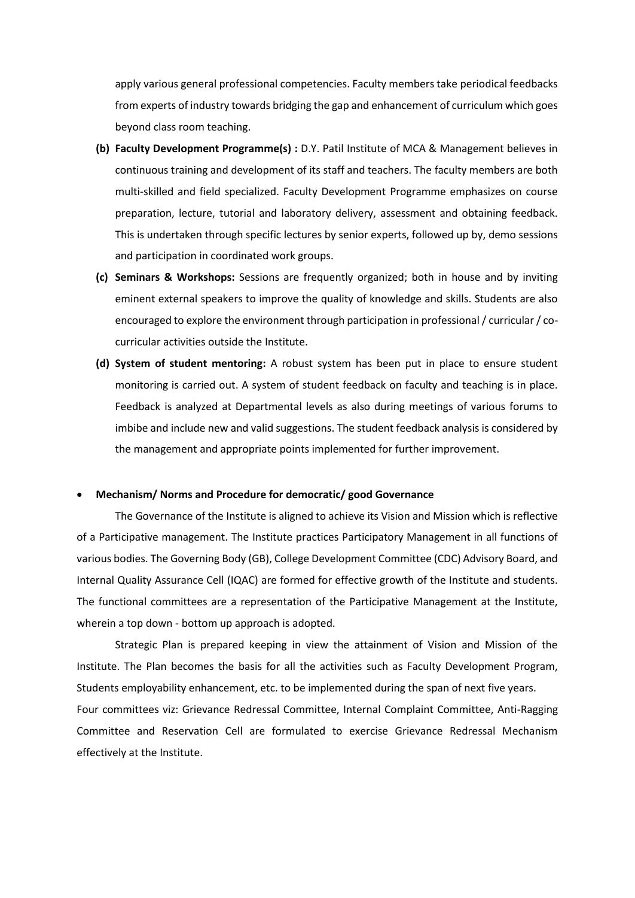apply various general professional competencies. Faculty members take periodical feedbacks from experts of industry towards bridging the gap and enhancement of curriculum which goes beyond class room teaching.

**(b) Faculty Development Programme(s) :** D.Y. Patil Institute of MCA & Management believes in continuous training and development of its staff and teachers. The faculty members are both multi-skilled and field specialized. Faculty Development Programme emphasizes on course preparation, lecture, tutorial and laboratory delivery, assessment and obtaining feedback. This is undertaken through specific lectures by senior experts, followed up by, demo sessions and participation in coordinated work groups.

**(c) Seminars & Workshops:** Sessions are frequently organized; both in house and by inviting eminent external speakers to improve the quality of knowledge and skills. Students are also encouraged to explore the environment through participation in professional / curricular / co-curricular activities outside the Institute.

**(d) System of student mentoring:** A robust system has been put in place to ensure student monitoring is carried out. A system of student feedback on faculty and teaching is in place. Feedback is analyzed at Departmental levels as also during meetings of various forums to imbibe and include new and valid suggestions. The student feedback analysis is considered by the management and appropriate points implemented for further improvement.

- **Mechanism/ Norms and Procedure for democratic/ good Governance**

The Governance of the Institute is aligned to achieve its Vision and Mission which is reflective of a Participative management. The Institute practices Participatory Management in all functions of various bodies. The Governing Body (GB), College Development Committee (CDC) Advisory Board, and Internal Quality Assurance Cell (IQAC) are formed for effective growth of the Institute and students. The functional committees are a representation of the Participative Management at the Institute, wherein a top down - bottom up approach is adopted.

Strategic Plan is prepared keeping in view the attainment of Vision and Mission of the Institute. The Plan becomes the basis for all the activities such as Faculty Development Program, Students employability enhancement, etc. to be implemented during the span of next five years.

Four committees viz: Grievance Redressal Committee, Internal Complaint Committee, Anti-Ragging Committee and Reservation Cell are formulated to exercise Grievance Redressal Mechanism effectively at the Institute.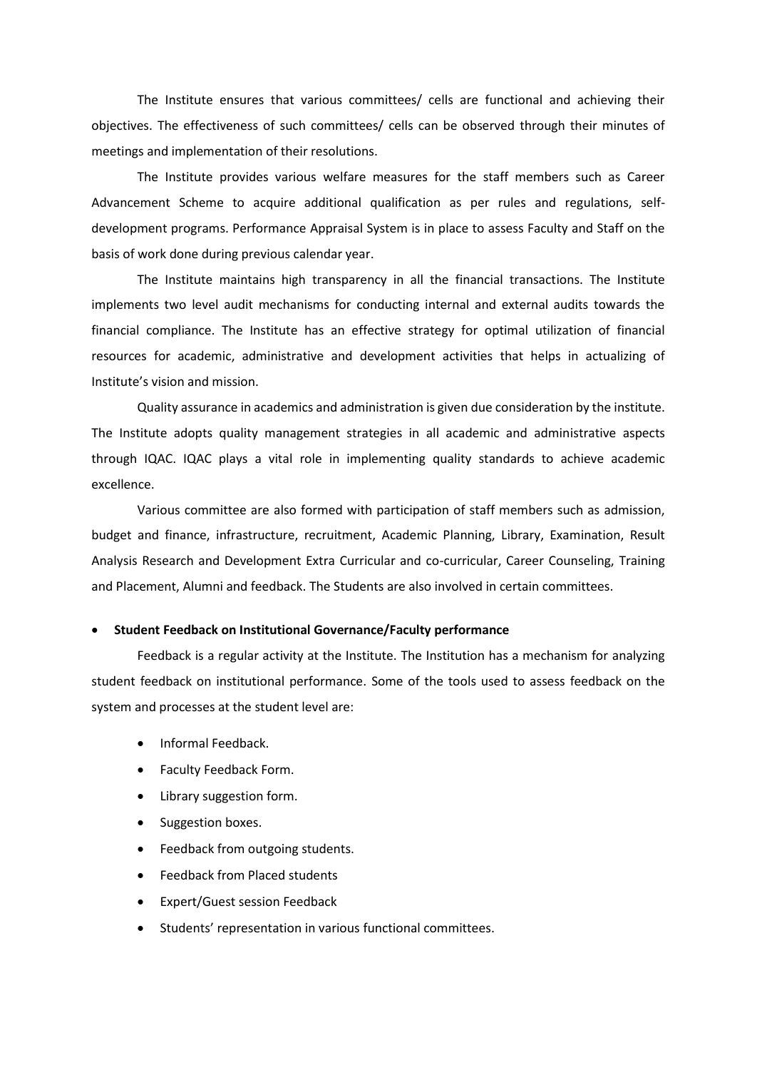The Institute ensures that various committees/ cells are functional and achieving their objectives. The effectiveness of such committees/ cells can be observed through their minutes of meetings and implementation of their resolutions.

The Institute provides various welfare measures for the staff members such as Career Advancement Scheme to acquire additional qualification as per rules and regulations, self-development programs. Performance Appraisal System is in place to assess Faculty and Staff on the basis of work done during previous calendar year.

The Institute maintains high transparency in all the financial transactions. The Institute implements two level audit mechanisms for conducting internal and external audits towards the financial compliance. The Institute has an effective strategy for optimal utilization of financial resources for academic, administrative and development activities that helps in actualizing of Institute's vision and mission.

Quality assurance in academics and administration is given due consideration by the institute. The Institute adopts quality management strategies in all academic and administrative aspects through IQAC. IQAC plays a vital role in implementing quality standards to achieve academic excellence.

Various committee are also formed with participation of staff members such as admission, budget and finance, infrastructure, recruitment, Academic Planning, Library, Examination, Result Analysis Research and Development Extra Curricular and co-curricular, Career Counseling, Training and Placement, Alumni and feedback. The Students are also involved in certain committees.

- **Student Feedback on Institutional Governance/Faculty performance**

Feedback is a regular activity at the Institute. The Institution has a mechanism for analyzing student feedback on institutional performance. Some of the tools used to assess feedback on the system and processes at the student level are:

- Informal Feedback.
- Faculty Feedback Form.
- Library suggestion form.
- Suggestion boxes.
- Feedback from outgoing students.
- Feedback from Placed students
- Expert/Guest session Feedback
- Students' representation in various functional committees.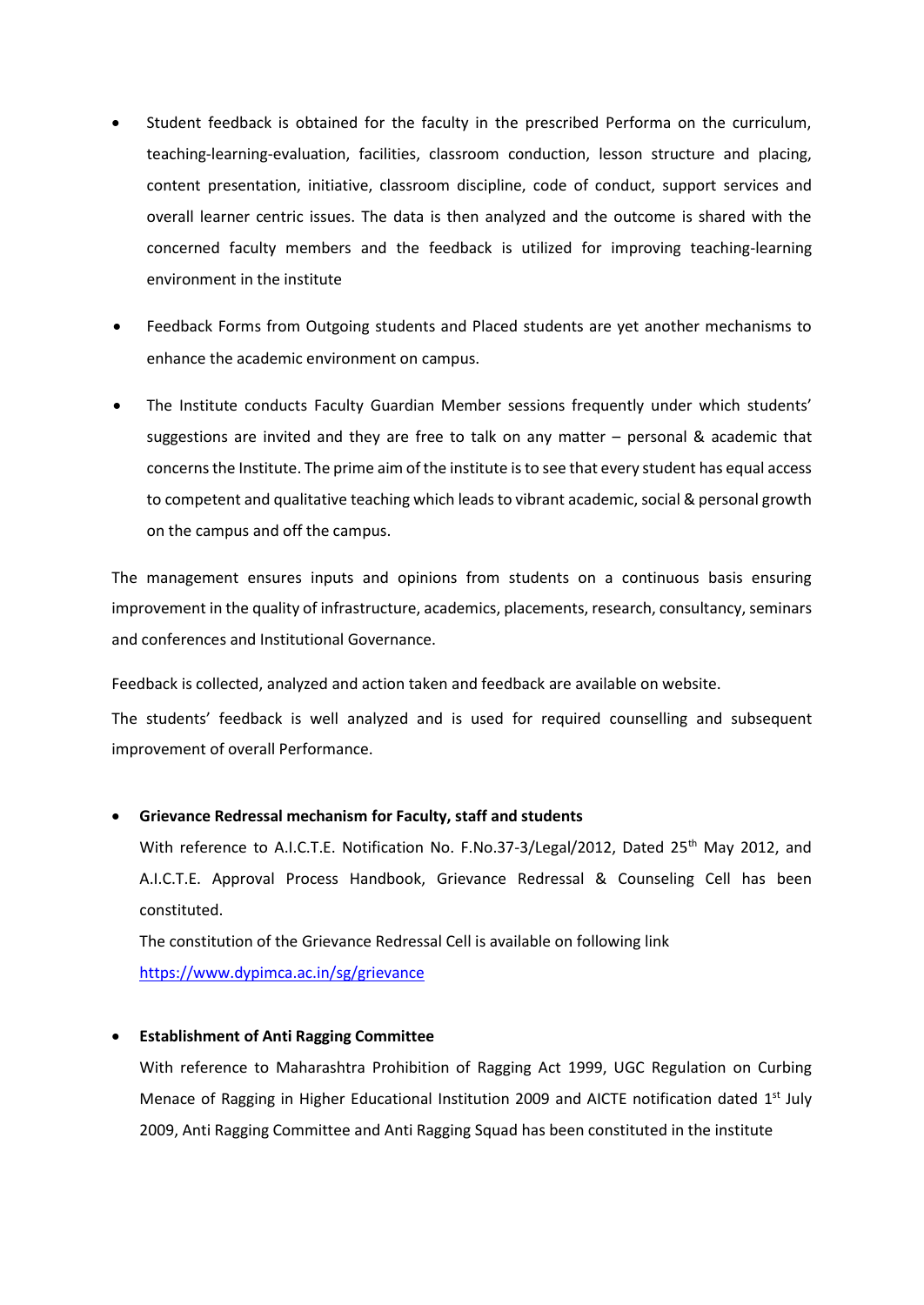- Student feedback is obtained for the faculty in the prescribed Performa on the curriculum, teaching-learning-evaluation, facilities, classroom conduction, lesson structure and placing, content presentation, initiative, classroom discipline, code of conduct, support services and overall learner centric issues. The data is then analyzed and the outcome is shared with the concerned faculty members and the feedback is utilized for improving teaching-learning environment in the institute

- Feedback Forms from Outgoing students and Placed students are yet another mechanisms to enhance the academic environment on campus.

- The Institute conducts Faculty Guardian Member sessions frequently under which students' suggestions are invited and they are free to talk on any matter – personal & academic that concerns the Institute. The prime aim of the institute is to see that every student has equal access to competent and qualitative teaching which leads to vibrant academic, social & personal growth on the campus and off the campus.

The management ensures inputs and opinions from students on a continuous basis ensuring improvement in the quality of infrastructure, academics, placements, research, consultancy, seminars and conferences and Institutional Governance.

Feedback is collected, analyzed and action taken and feedback are available on website.

The students' feedback is well analyzed and is used for required counselling and subsequent improvement of overall Performance.

- **Grievance Redressal mechanism for Faculty, staff and students**

  With reference to A.I.C.T.E. Notification No. F.No.37-3/Legal/2012, Dated 25th May 2012, and A.I.C.T.E. Approval Process Handbook, Grievance Redressal & Counseling Cell has been constituted.

  The constitution of the Grievance Redressal Cell is available on following link

  [https://www.dypimca.ac.in/sg/grievance](https://www.dypimca.ac.in/sg/grievance)

- **Establishment of Anti Ragging Committee**

  With reference to Maharashtra Prohibition of Ragging Act 1999, UGC Regulation on Curbing Menace of Ragging in Higher Educational Institution 2009 and AICTE notification dated 1st July 2009, Anti Ragging Committee and Anti Ragging Squad has been constituted in the institute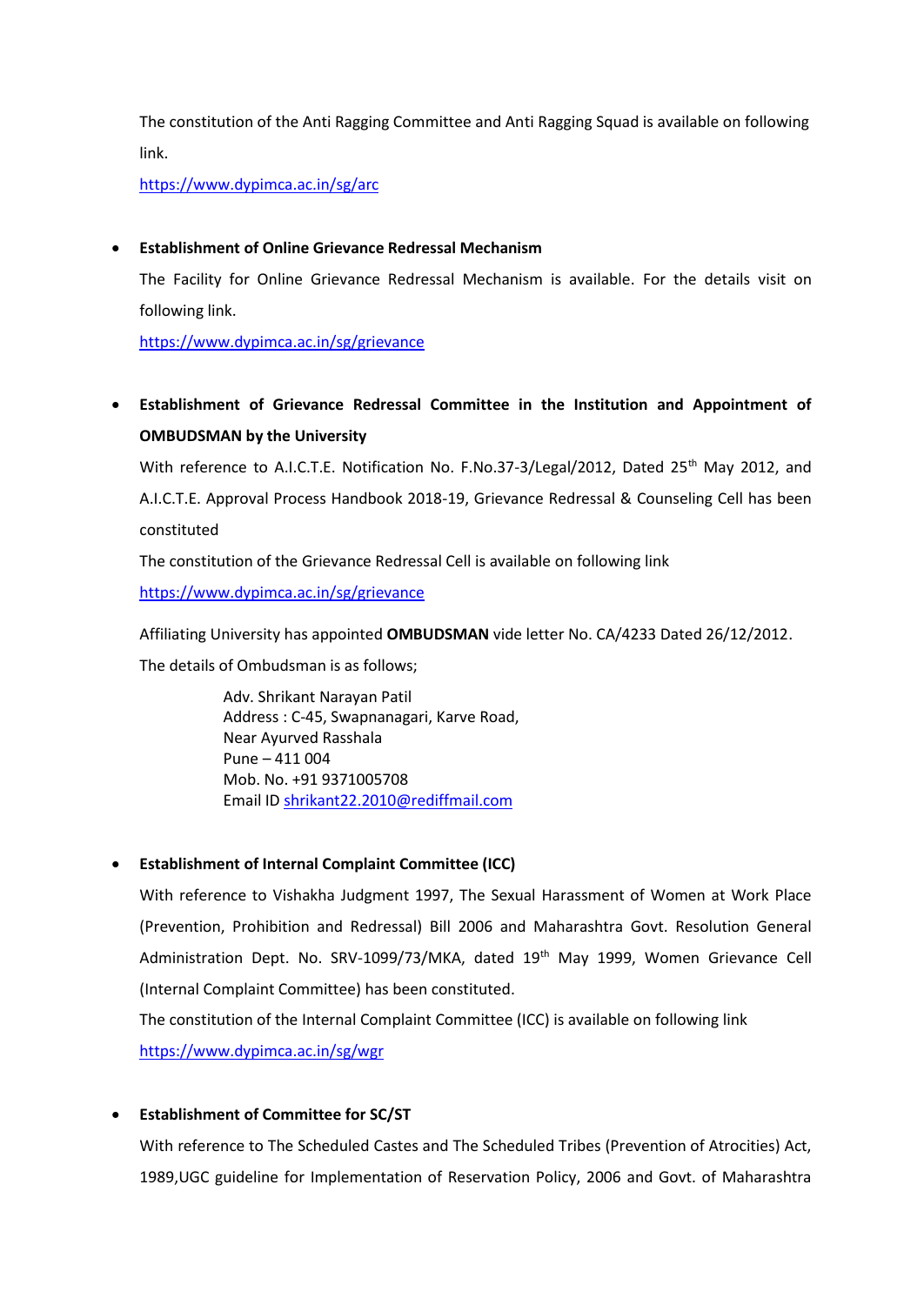The constitution of the Anti Ragging Committee and Anti Ragging Squad is available on following link.

https://www.dypimca.ac.in/sg/arc

- **Establishment of Online Grievance Redressal Mechanism**

  The Facility for Online Grievance Redressal Mechanism is available. For the details visit on following link.

  https://www.dypimca.ac.in/sg/grievance

- **Establishment of Grievance Redressal Committee in the Institution and Appointment of OMBUDSMAN by the University**

  With reference to A.I.C.T.E. Notification No. F.No.37-3/Legal/2012, Dated 25th May 2012, and A.I.C.T.E. Approval Process Handbook 2018-19, Grievance Redressal & Counseling Cell has been constituted

  The constitution of the Grievance Redressal Cell is available on following link

  https://www.dypimca.ac.in/sg/grievance

  Affiliating University has appointed **OMBUDSMAN** vide letter No. CA/4233 Dated 26/12/2012.

  The details of Ombudsman is as follows;

  Adv. Shrikant Narayan Patil
  Address : C-45, Swapnanagari, Karve Road,
  Near Ayurved Rasshala
  Pune – 411 004
  Mob. No. +91 9371005708
  Email ID shrikant22.2010@rediffmail.com

- **Establishment of Internal Complaint Committee (ICC)**

  With reference to Vishakha Judgment 1997, The Sexual Harassment of Women at Work Place (Prevention, Prohibition and Redressal) Bill 2006 and Maharashtra Govt. Resolution General Administration Dept. No. SRV-1099/73/MKA, dated 19th May 1999, Women Grievance Cell (Internal Complaint Committee) has been constituted.

  The constitution of the Internal Complaint Committee (ICC) is available on following link

  https://www.dypimca.ac.in/sg/wgr

- **Establishment of Committee for SC/ST**

  With reference to The Scheduled Castes and The Scheduled Tribes (Prevention of Atrocities) Act, 1989,UGC guideline for Implementation of Reservation Policy, 2006 and Govt. of Maharashtra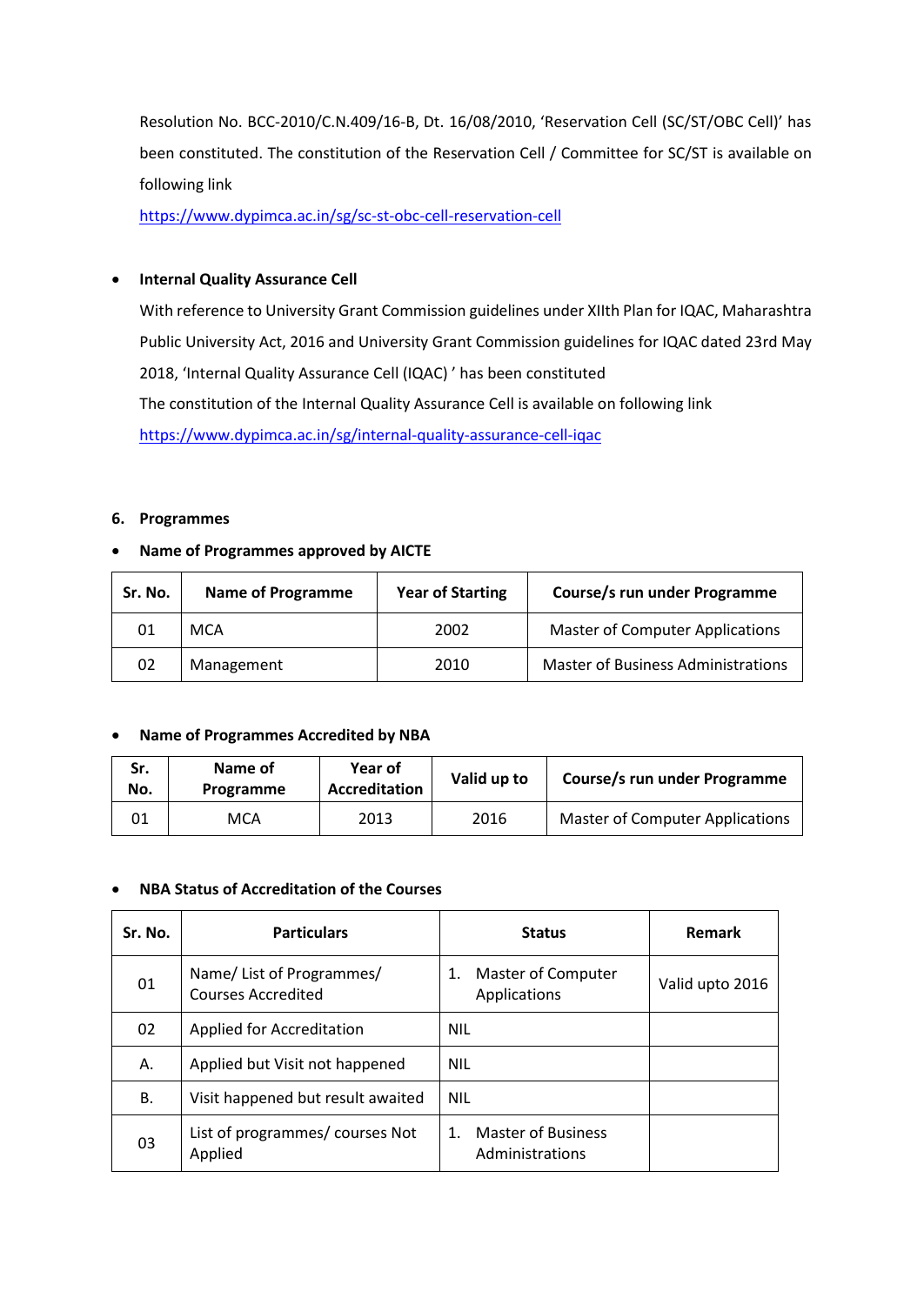Resolution No. BCC-2010/C.N.409/16-B, Dt. 16/08/2010, 'Reservation Cell (SC/ST/OBC Cell)' has been constituted. The constitution of the Reservation Cell / Committee for SC/ST is available on following link

https://www.dypimca.ac.in/sg/sc-st-obc-cell-reservation-cell

- **Internal Quality Assurance Cell**

  With reference to University Grant Commission guidelines under XIIth Plan for IQAC, Maharashtra Public University Act, 2016 and University Grant Commission guidelines for IQAC dated 23rd May 2018, 'Internal Quality Assurance Cell (IQAC) ' has been constituted

  The constitution of the Internal Quality Assurance Cell is available on following link

  https://www.dypimca.ac.in/sg/internal-quality-assurance-cell-iqac

**6. Programmes**

- **Name of Programmes approved by AICTE**

| Sr. No. | Name of Programme | Year of Starting | Course/s run under Programme |
|---|---|---|---|
| 01 | MCA | 2002 | Master of Computer Applications |
| 02 | Management | 2010 | Master of Business Administrations |

- **Name of Programmes Accredited by NBA**

| Sr. No. | Name of Programme | Year of Accreditation | Valid up to | Course/s run under Programme |
|---|---|---|---|---|
| 01 | MCA | 2013 | 2016 | Master of Computer Applications |

- **NBA Status of Accreditation of the Courses**

| Sr. No. | Particulars | Status | Remark |
|---|---|---|---|
| 01 | Name/ List of Programmes/ Courses Accredited | 1. Master of Computer Applications | Valid upto 2016 |
| 02 | Applied for Accreditation | NIL | |
| A. | Applied but Visit not happened | NIL | |
| B. | Visit happened but result awaited | NIL | |
| 03 | List of programmes/ courses Not Applied | 1. Master of Business Administrations | |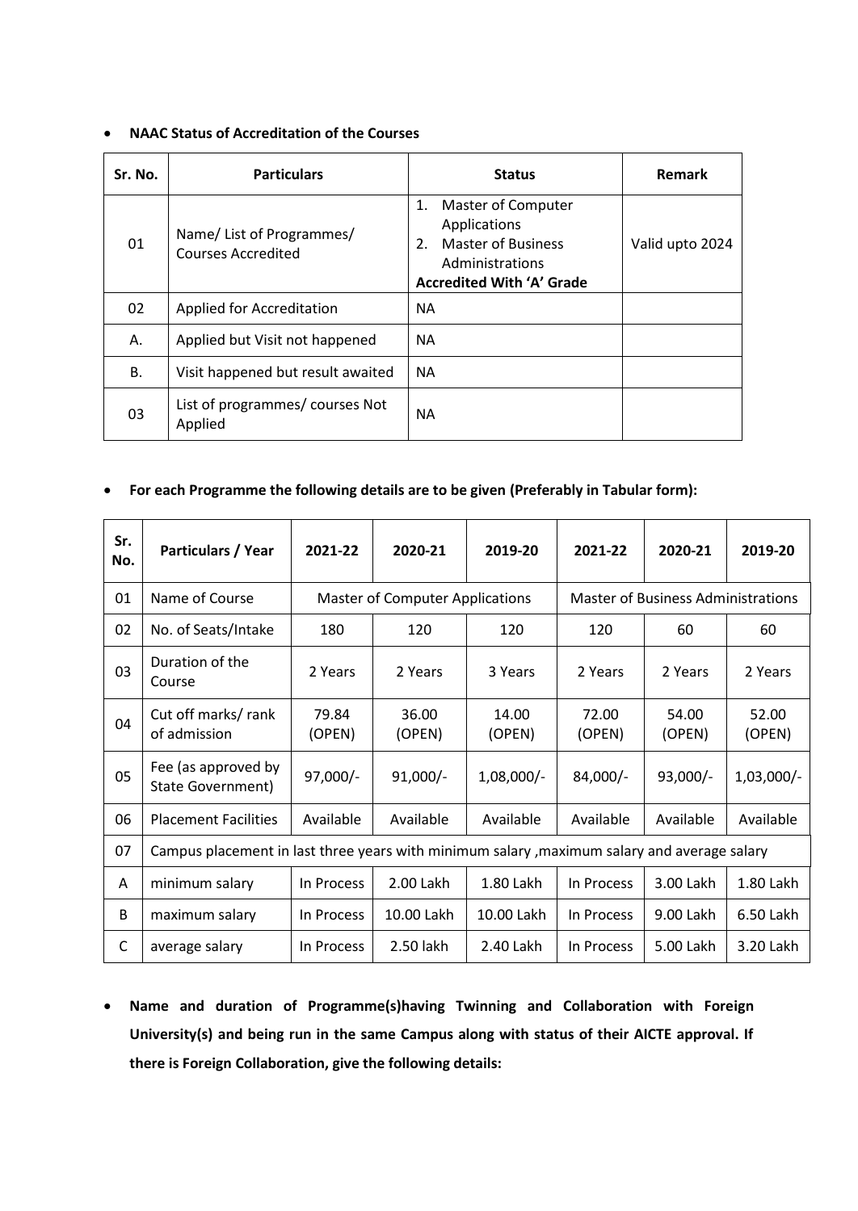- **NAAC Status of Accreditation of the Courses**

| Sr. No. | Particulars | Status | Remark |
|---|---|---|---|
| 01 | Name/ List of Programmes/ Courses Accredited | 1. Master of Computer Applications<br>2. Master of Business Administrations<br>**Accredited With 'A' Grade** | Valid upto 2024 |
| 02 | Applied for Accreditation | NA | |
| A. | Applied but Visit not happened | NA | |
| B. | Visit happened but result awaited | NA | |
| 03 | List of programmes/ courses Not Applied | NA | |

- **For each Programme the following details are to be given (Preferably in Tabular form):**

| Sr. No. | Particulars / Year | 2021-22 | 2020-21 | 2019-20 | 2021-22 | 2020-21 | 2019-20 |
|---|---|---|---|---|---|---|---|
| 01 | Name of Course | Master of Computer Applications | | | Master of Business Administrations | | |
| 02 | No. of Seats/Intake | 180 | 120 | 120 | 120 | 60 | 60 |
| 03 | Duration of the Course | 2 Years | 2 Years | 3 Years | 2 Years | 2 Years | 2 Years |
| 04 | Cut off marks/ rank of admission | 79.84 (OPEN) | 36.00 (OPEN) | 14.00 (OPEN) | 72.00 (OPEN) | 54.00 (OPEN) | 52.00 (OPEN) |
| 05 | Fee (as approved by State Government) | 97,000/- | 91,000/- | 1,08,000/- | 84,000/- | 93,000/- | 1,03,000/- |
| 06 | Placement Facilities | Available | Available | Available | Available | Available | Available |
| 07 | Campus placement in last three years with minimum salary ,maximum salary and average salary | | | | | | |
| A | minimum salary | In Process | 2.00 Lakh | 1.80 Lakh | In Process | 3.00 Lakh | 1.80 Lakh |
| B | maximum salary | In Process | 10.00 Lakh | 10.00 Lakh | In Process | 9.00 Lakh | 6.50 Lakh |
| C | average salary | In Process | 2.50 lakh | 2.40 Lakh | In Process | 5.00 Lakh | 3.20 Lakh |

- **Name and duration of Programme(s)having Twinning and Collaboration with Foreign University(s) and being run in the same Campus along with status of their AICTE approval. If there is Foreign Collaboration, give the following details:**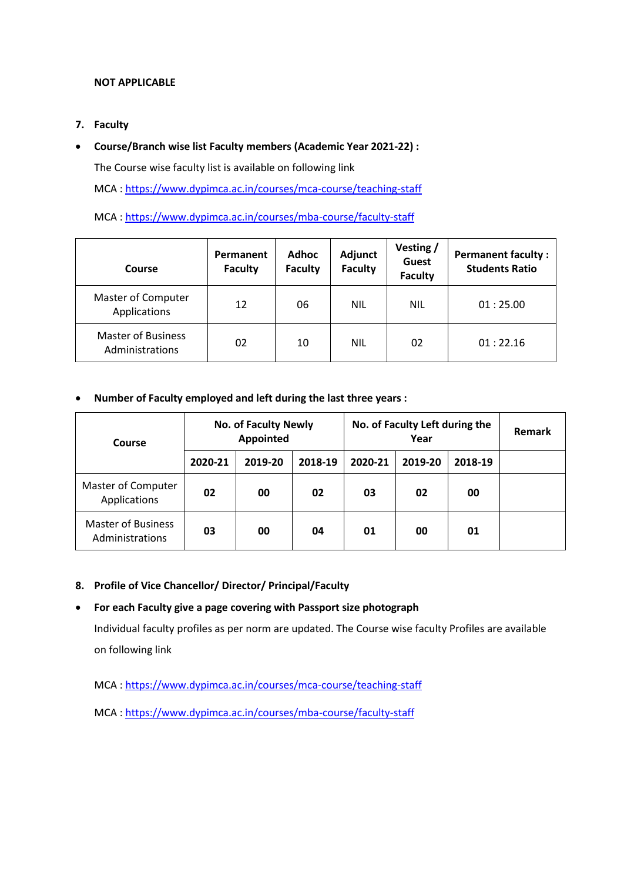**NOT APPLICABLE**

## 7. Faculty

- **Course/Branch wise list Faculty members (Academic Year 2021-22) :**

  The Course wise faculty list is available on following link

  MCA : https://www.dypimca.ac.in/courses/mca-course/teaching-staff

  MCA : https://www.dypimca.ac.in/courses/mba-course/faculty-staff

| Course | Permanent Faculty | Adhoc Faculty | Adjunct Faculty | Vesting / Guest Faculty | Permanent faculty : Students Ratio |
|---|---|---|---|---|---|
| Master of Computer Applications | 12 | 06 | NIL | NIL | 01 : 25.00 |
| Master of Business Administrations | 02 | 10 | NIL | 02 | 01 : 22.16 |

- **Number of Faculty employed and left during the last three years :**

| Course | No. of Faculty Newly Appointed | | | No. of Faculty Left during the Year | | | Remark |
|---|---|---|---|---|---|---|---|
| | 2020-21 | 2019-20 | 2018-19 | 2020-21 | 2019-20 | 2018-19 | |
| Master of Computer Applications | **02** | **00** | **02** | **03** | **02** | **00** | |
| Master of Business Administrations | **03** | **00** | **04** | **01** | **00** | **01** | |

## 8. Profile of Vice Chancellor/ Director/ Principal/Faculty

- **For each Faculty give a page covering with Passport size photograph**

  Individual faculty profiles as per norm are updated. The Course wise faculty Profiles are available on following link

  MCA : https://www.dypimca.ac.in/courses/mca-course/teaching-staff

  MCA : https://www.dypimca.ac.in/courses/mba-course/faculty-staff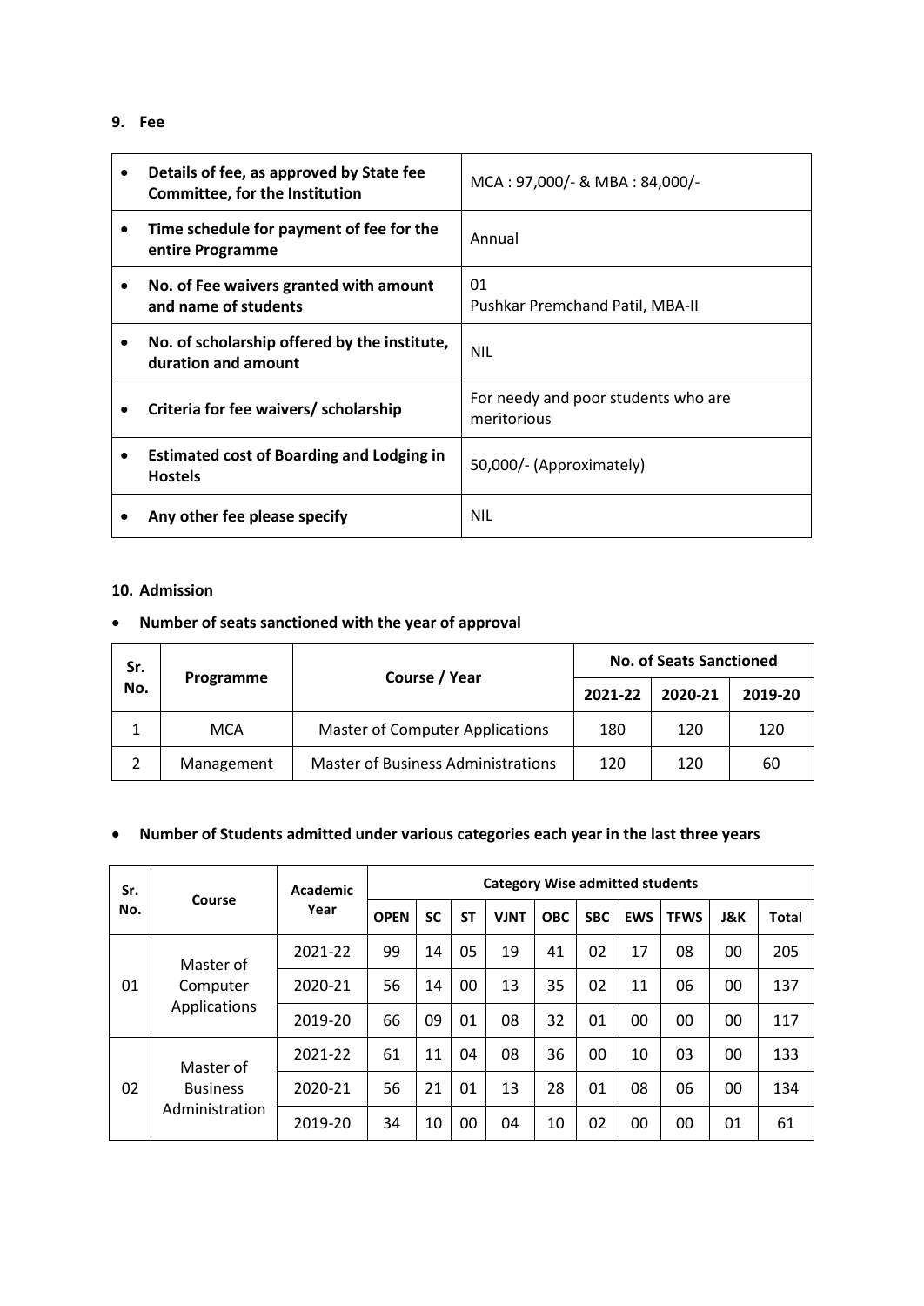## 9. Fee

| | |
|---|---|
| • **Details of fee, as approved by State fee Committee, for the Institution** | MCA : 97,000/- & MBA : 84,000/- |
| • **Time schedule for payment of fee for the entire Programme** | Annual |
| • **No. of Fee waivers granted with amount and name of students** | 01<br>Pushkar Premchand Patil, MBA-II |
| • **No. of scholarship offered by the institute, duration and amount** | NIL |
| • **Criteria for fee waivers/ scholarship** | For needy and poor students who are meritorious |
| • **Estimated cost of Boarding and Lodging in Hostels** | 50,000/- (Approximately) |
| • **Any other fee please specify** | NIL |

## 10. Admission

- **Number of seats sanctioned with the year of approval**

| Sr. No. | Programme | Course / Year | No. of Seats Sanctioned | | |
|---|---|---|---|---|---|
| | | | 2021-22 | 2020-21 | 2019-20 |
| 1 | MCA | Master of Computer Applications | 180 | 120 | 120 |
| 2 | Management | Master of Business Administrations | 120 | 120 | 60 |

- **Number of Students admitted under various categories each year in the last three years**

| Sr. No. | Course | Academic Year | Category Wise admitted students | | | | | | | | | |
|---|---|---|---|---|---|---|---|---|---|---|---|---|
| | | | OPEN | SC | ST | VJNT | OBC | SBC | EWS | TFWS | J&K | Total |
| 01 | Master of Computer Applications | 2021-22 | 99 | 14 | 05 | 19 | 41 | 02 | 17 | 08 | 00 | 205 |
| | | 2020-21 | 56 | 14 | 00 | 13 | 35 | 02 | 11 | 06 | 00 | 137 |
| | | 2019-20 | 66 | 09 | 01 | 08 | 32 | 01 | 00 | 00 | 00 | 117 |
| 02 | Master of Business Administration | 2021-22 | 61 | 11 | 04 | 08 | 36 | 00 | 10 | 03 | 00 | 133 |
| | | 2020-21 | 56 | 21 | 01 | 13 | 28 | 01 | 08 | 06 | 00 | 134 |
| | | 2019-20 | 34 | 10 | 00 | 04 | 10 | 02 | 00 | 00 | 01 | 61 |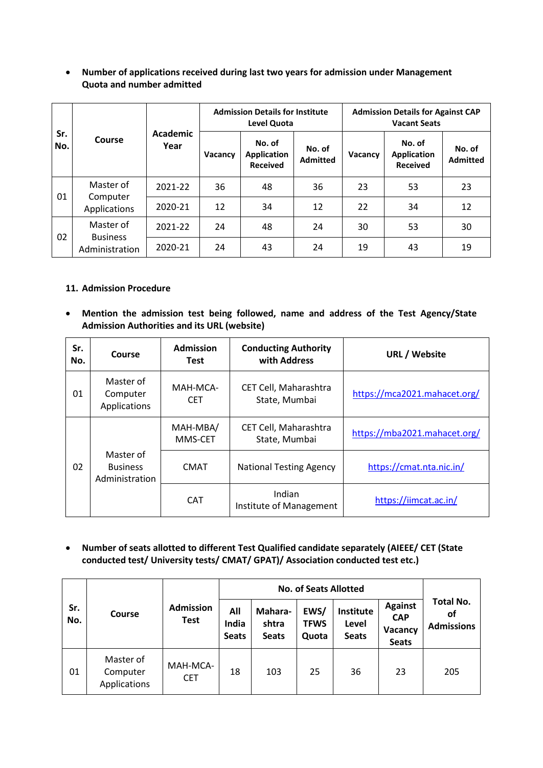- **Number of applications received during last two years for admission under Management Quota and number admitted**

| Sr. No. | Course | Academic Year | Admission Details for Institute Level Quota | | | Admission Details for Against CAP Vacant Seats | | |
|---|---|---|---|---|---|---|---|---|
| | | | Vacancy | No. of Application Received | No. of Admitted | Vacancy | No. of Application Received | No. of Admitted |
| 01 | Master of Computer Applications | 2021-22 | 36 | 48 | 36 | 23 | 53 | 23 |
| | | 2020-21 | 12 | 34 | 12 | 22 | 34 | 12 |
| 02 | Master of Business Administration | 2021-22 | 24 | 48 | 24 | 30 | 53 | 30 |
| | | 2020-21 | 24 | 43 | 24 | 19 | 43 | 19 |

**11. Admission Procedure**

- **Mention the admission test being followed, name and address of the Test Agency/State Admission Authorities and its URL (website)**

| Sr. No. | Course | Admission Test | Conducting Authority with Address | URL / Website |
|---|---|---|---|---|
| 01 | Master of Computer Applications | MAH-MCA-CET | CET Cell, Maharashtra State, Mumbai | https://mca2021.mahacet.org/ |
| 02 | Master of Business Administration | MAH-MBA/ MMS-CET | CET Cell, Maharashtra State, Mumbai | https://mba2021.mahacet.org/ |
| | | CMAT | National Testing Agency | https://cmat.nta.nic.in/ |
| | | CAT | Indian Institute of Management | https://iimcat.ac.in/ |

- **Number of seats allotted to different Test Qualified candidate separately (AIEEE/ CET (State conducted test/ University tests/ CMAT/ GPAT)/ Association conducted test etc.)**

| Sr. No. | Course | Admission Test | No. of Seats Allotted | | | | | Total No. of Admissions |
|---|---|---|---|---|---|---|---|---|
| | | | All India Seats | Mahara-shtra Seats | EWS/ TFWS Quota | Institute Level Seats | Against CAP Vacancy Seats | |
| 01 | Master of Computer Applications | MAH-MCA-CET | 18 | 103 | 25 | 36 | 23 | 205 |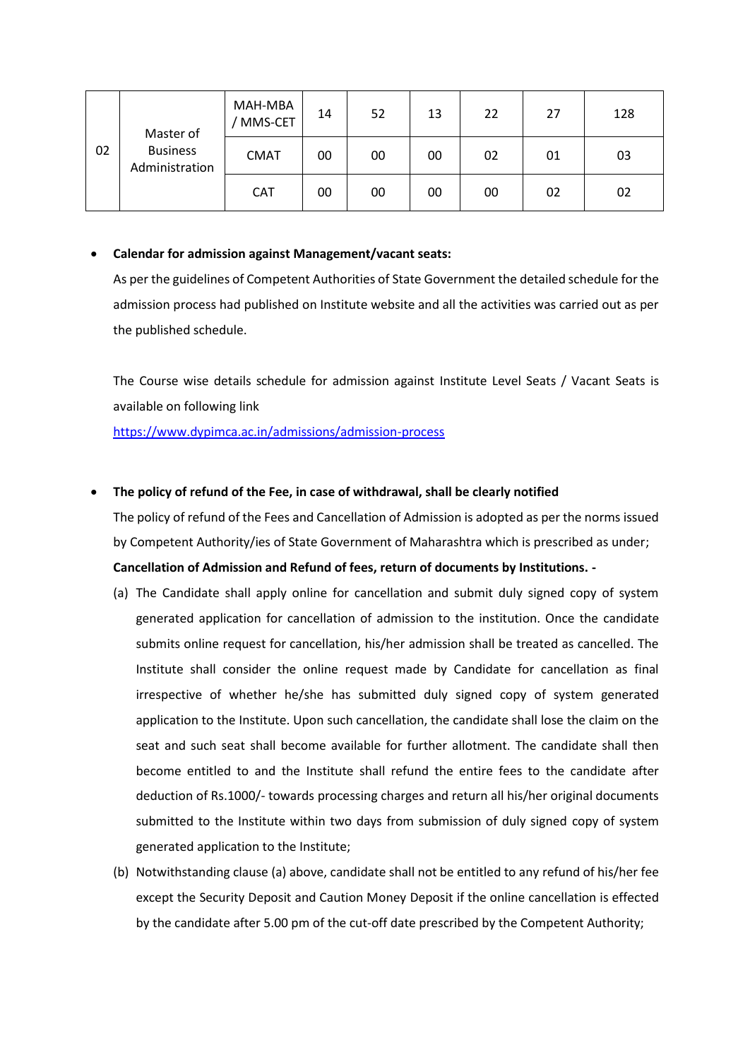| 02 | Master of Business Administration | MAH-MBA / MMS-CET | 14 | 52 | 13 | 22 | 27 | 128 |
|---|---|---|---|---|---|---|---|---|
| | | CMAT | 00 | 00 | 00 | 02 | 01 | 03 |
| | | CAT | 00 | 00 | 00 | 00 | 02 | 02 |

- **Calendar for admission against Management/vacant seats:**

  As per the guidelines of Competent Authorities of State Government the detailed schedule for the admission process had published on Institute website and all the activities was carried out as per the published schedule.

  The Course wise details schedule for admission against Institute Level Seats / Vacant Seats is available on following link

  https://www.dypimca.ac.in/admissions/admission-process

- **The policy of refund of the Fee, in case of withdrawal, shall be clearly notified**

  The policy of refund of the Fees and Cancellation of Admission is adopted as per the norms issued by Competent Authority/ies of State Government of Maharashtra which is prescribed as under;

  **Cancellation of Admission and Refund of fees, return of documents by Institutions. -**

  (a) The Candidate shall apply online for cancellation and submit duly signed copy of system generated application for cancellation of admission to the institution. Once the candidate submits online request for cancellation, his/her admission shall be treated as cancelled. The Institute shall consider the online request made by Candidate for cancellation as final irrespective of whether he/she has submitted duly signed copy of system generated application to the Institute. Upon such cancellation, the candidate shall lose the claim on the seat and such seat shall become available for further allotment. The candidate shall then become entitled to and the Institute shall refund the entire fees to the candidate after deduction of Rs.1000/- towards processing charges and return all his/her original documents submitted to the Institute within two days from submission of duly signed copy of system generated application to the Institute;

  (b) Notwithstanding clause (a) above, candidate shall not be entitled to any refund of his/her fee except the Security Deposit and Caution Money Deposit if the online cancellation is effected by the candidate after 5.00 pm of the cut-off date prescribed by the Competent Authority;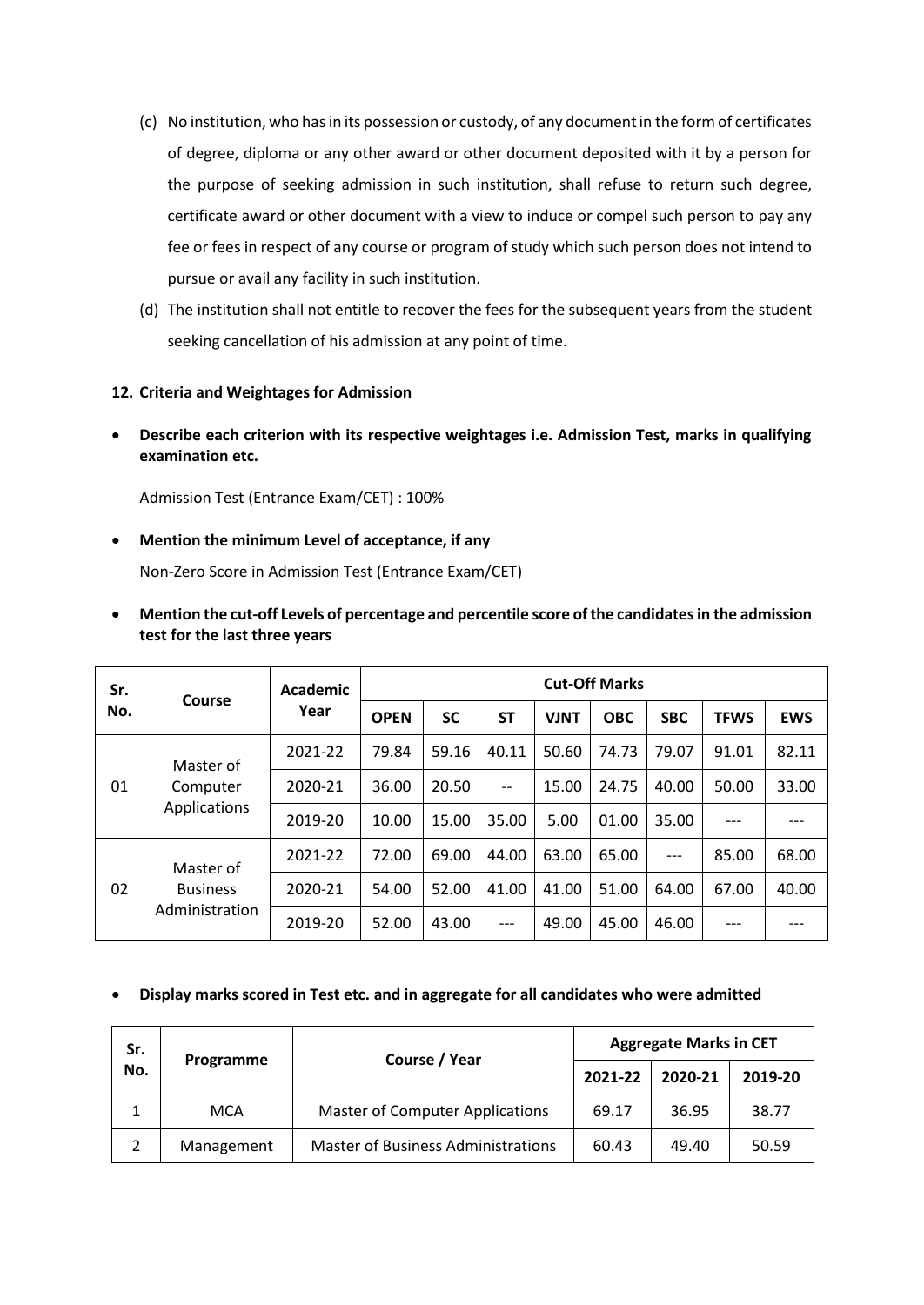(c) No institution, who has in its possession or custody, of any document in the form of certificates of degree, diploma or any other award or other document deposited with it by a person for the purpose of seeking admission in such institution, shall refuse to return such degree, certificate award or other document with a view to induce or compel such person to pay any fee or fees in respect of any course or program of study which such person does not intend to pursue or avail any facility in such institution.

(d) The institution shall not entitle to recover the fees for the subsequent years from the student seeking cancellation of his admission at any point of time.

## 12. Criteria and Weightages for Admission

- **Describe each criterion with its respective weightages i.e. Admission Test, marks in qualifying examination etc.**

  Admission Test (Entrance Exam/CET) : 100%

- **Mention the minimum Level of acceptance, if any**

  Non-Zero Score in Admission Test (Entrance Exam/CET)

- **Mention the cut-off Levels of percentage and percentile score of the candidates in the admission test for the last three years**

| Sr. No. | Course | Academic Year | Cut-Off Marks | | | | | | | |
|---|---|---|---|---|---|---|---|---|---|---|
| | | | OPEN | SC | ST | VJNT | OBC | SBC | TFWS | EWS |
| 01 | Master of Computer Applications | 2021-22 | 79.84 | 59.16 | 40.11 | 50.60 | 74.73 | 79.07 | 91.01 | 82.11 |
| | | 2020-21 | 36.00 | 20.50 | -- | 15.00 | 24.75 | 40.00 | 50.00 | 33.00 |
| | | 2019-20 | 10.00 | 15.00 | 35.00 | 5.00 | 01.00 | 35.00 | --- | --- |
| 02 | Master of Business Administration | 2021-22 | 72.00 | 69.00 | 44.00 | 63.00 | 65.00 | --- | 85.00 | 68.00 |
| | | 2020-21 | 54.00 | 52.00 | 41.00 | 41.00 | 51.00 | 64.00 | 67.00 | 40.00 |
| | | 2019-20 | 52.00 | 43.00 | --- | 49.00 | 45.00 | 46.00 | --- | --- |

- **Display marks scored in Test etc. and in aggregate for all candidates who were admitted**

| Sr. No. | Programme | Course / Year | Aggregate Marks in CET | | |
|---|---|---|---|---|---|
| | | | 2021-22 | 2020-21 | 2019-20 |
| 1 | MCA | Master of Computer Applications | 69.17 | 36.95 | 38.77 |
| 2 | Management | Master of Business Administrations | 60.43 | 49.40 | 50.59 |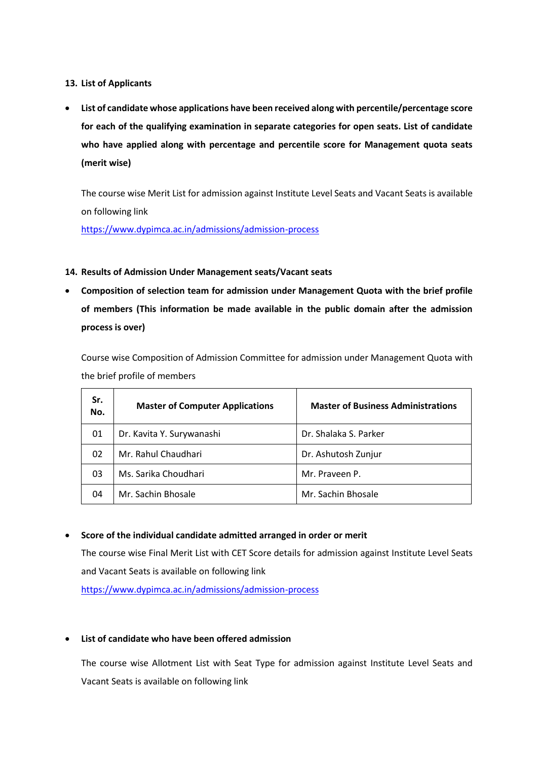13. **List of Applicants**

- **List of candidate whose applications have been received along with percentile/percentage score for each of the qualifying examination in separate categories for open seats. List of candidate who have applied along with percentage and percentile score for Management quota seats (merit wise)**

  The course wise Merit List for admission against Institute Level Seats and Vacant Seats is available on following link
  https://www.dypimca.ac.in/admissions/admission-process

14. **Results of Admission Under Management seats/Vacant seats**

- **Composition of selection team for admission under Management Quota with the brief profile of members (This information be made available in the public domain after the admission process is over)**

  Course wise Composition of Admission Committee for admission under Management Quota with the brief profile of members

| Sr. No. | Master of Computer Applications | Master of Business Administrations |
|---|---|---|
| 01 | Dr. Kavita Y. Surywanashi | Dr. Shalaka S. Parker |
| 02 | Mr. Rahul Chaudhari | Dr. Ashutosh Zunjur |
| 03 | Ms. Sarika Choudhari | Mr. Praveen P. |
| 04 | Mr. Sachin Bhosale | Mr. Sachin Bhosale |

- **Score of the individual candidate admitted arranged in order or merit**
  The course wise Final Merit List with CET Score details for admission against Institute Level Seats and Vacant Seats is available on following link
  https://www.dypimca.ac.in/admissions/admission-process

- **List of candidate who have been offered admission**

  The course wise Allotment List with Seat Type for admission against Institute Level Seats and Vacant Seats is available on following link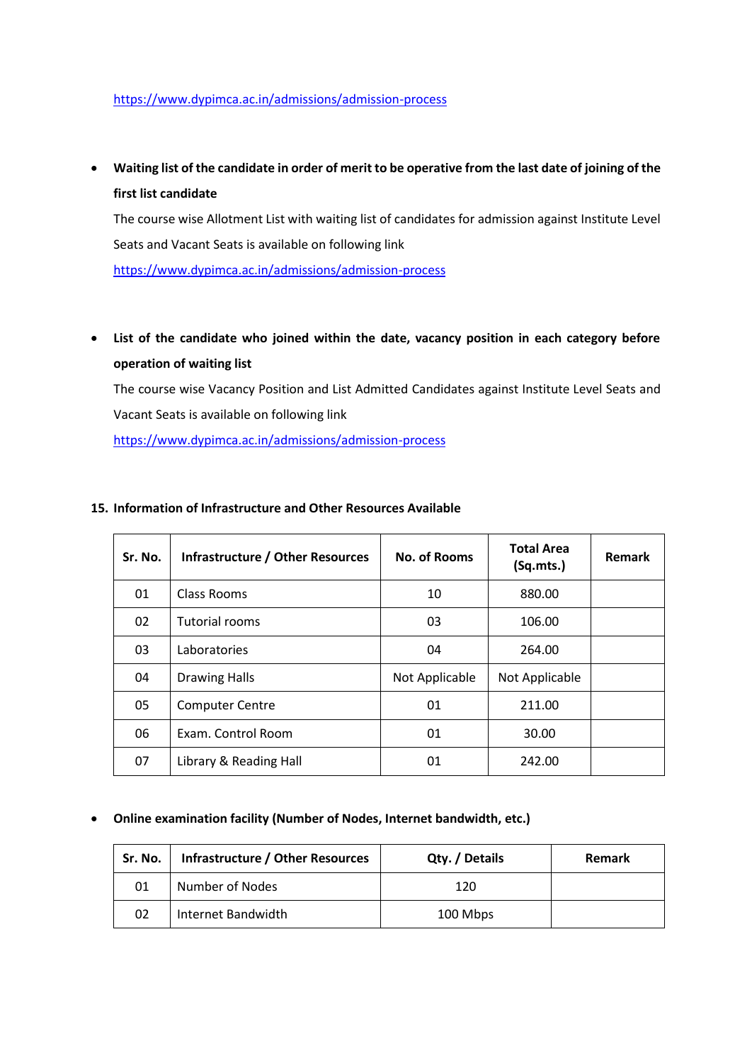https://www.dypimca.ac.in/admissions/admission-process

- **Waiting list of the candidate in order of merit to be operative from the last date of joining of the first list candidate**

  The course wise Allotment List with waiting list of candidates for admission against Institute Level Seats and Vacant Seats is available on following link

  https://www.dypimca.ac.in/admissions/admission-process

- **List of the candidate who joined within the date, vacancy position in each category before operation of waiting list**

  The course wise Vacancy Position and List Admitted Candidates against Institute Level Seats and Vacant Seats is available on following link

  https://www.dypimca.ac.in/admissions/admission-process

## 15. Information of Infrastructure and Other Resources Available

| Sr. No. | Infrastructure / Other Resources | No. of Rooms | Total Area (Sq.mts.) | Remark |
|---|---|---|---|---|
| 01 | Class Rooms | 10 | 880.00 | |
| 02 | Tutorial rooms | 03 | 106.00 | |
| 03 | Laboratories | 04 | 264.00 | |
| 04 | Drawing Halls | Not Applicable | Not Applicable | |
| 05 | Computer Centre | 01 | 211.00 | |
| 06 | Exam. Control Room | 01 | 30.00 | |
| 07 | Library & Reading Hall | 01 | 242.00 | |

- **Online examination facility (Number of Nodes, Internet bandwidth, etc.)**

| Sr. No. | Infrastructure / Other Resources | Qty. / Details | Remark |
|---|---|---|---|
| 01 | Number of Nodes | 120 | |
| 02 | Internet Bandwidth | 100 Mbps | |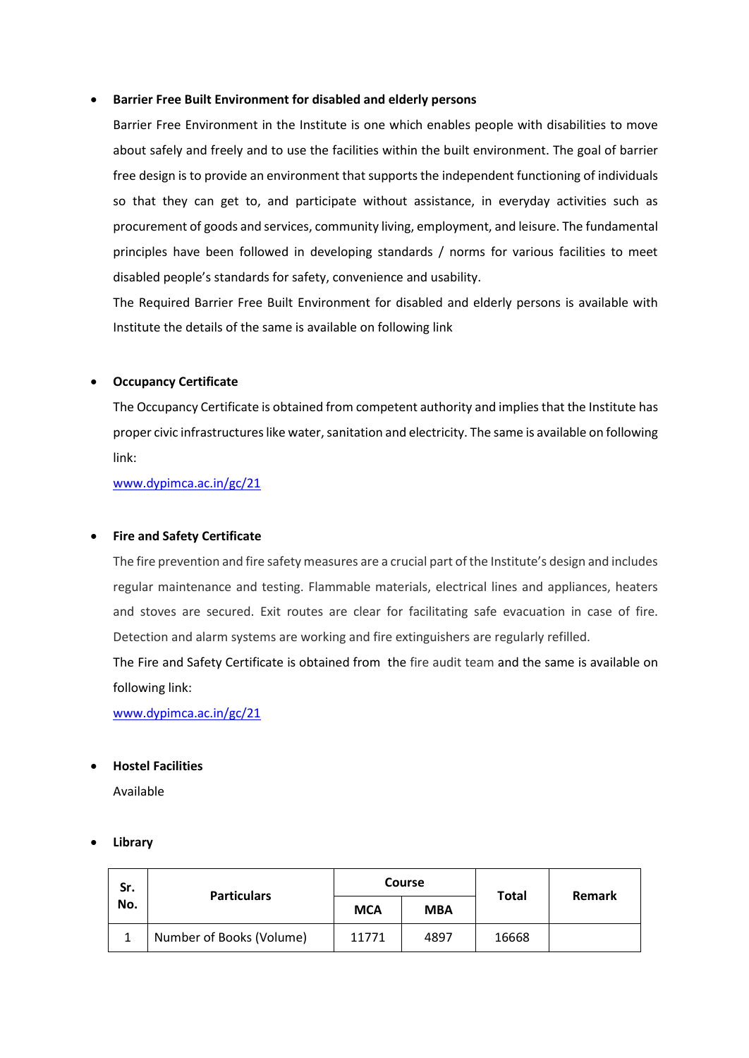- **Barrier Free Built Environment for disabled and elderly persons**

  Barrier Free Environment in the Institute is one which enables people with disabilities to move about safely and freely and to use the facilities within the built environment. The goal of barrier free design is to provide an environment that supports the independent functioning of individuals so that they can get to, and participate without assistance, in everyday activities such as procurement of goods and services, community living, employment, and leisure. The fundamental principles have been followed in developing standards / norms for various facilities to meet disabled people's standards for safety, convenience and usability.

  The Required Barrier Free Built Environment for disabled and elderly persons is available with Institute the details of the same is available on following link

- **Occupancy Certificate**

  The Occupancy Certificate is obtained from competent authority and implies that the Institute has proper civic infrastructures like water, sanitation and electricity. The same is available on following link:

  [www.dypimca.ac.in/gc/21](www.dypimca.ac.in/gc/21)

- **Fire and Safety Certificate**

  The fire prevention and fire safety measures are a crucial part of the Institute's design and includes regular maintenance and testing. Flammable materials, electrical lines and appliances, heaters and stoves are secured. Exit routes are clear for facilitating safe evacuation in case of fire. Detection and alarm systems are working and fire extinguishers are regularly refilled.

  The Fire and Safety Certificate is obtained from the fire audit team and the same is available on following link:

  [www.dypimca.ac.in/gc/21](www.dypimca.ac.in/gc/21)

- **Hostel Facilities**

  Available

- **Library**

| Sr. No. | Particulars | Course | | Total | Remark |
|---|---|---|---|---|---|
| | | MCA | MBA | | |
| 1 | Number of Books (Volume) | 11771 | 4897 | 16668 | |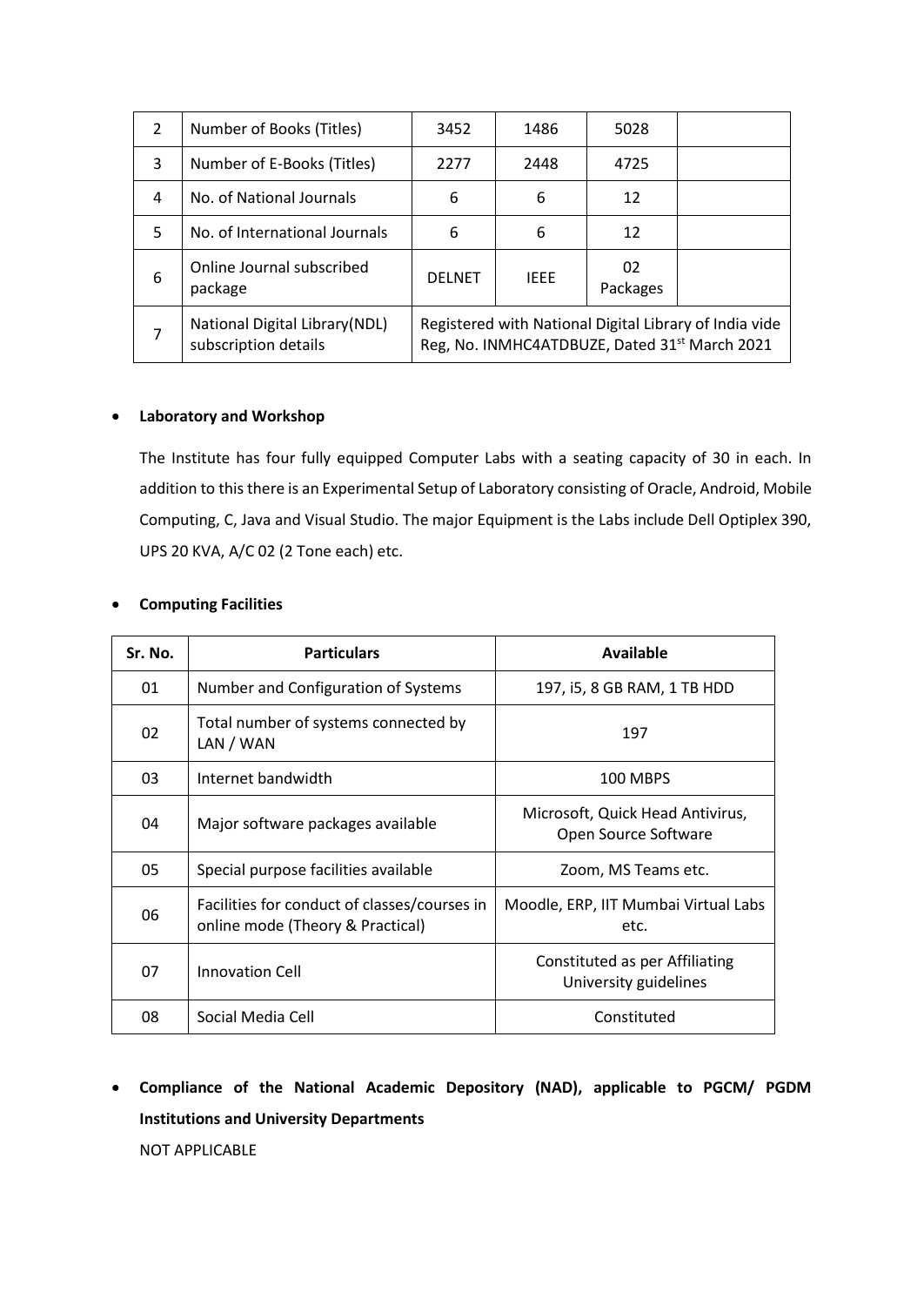| 2 | Number of Books (Titles) | 3452 | 1486 | 5028 | |
|---|---|---|---|---|---|
| 3 | Number of E-Books (Titles) | 2277 | 2448 | 4725 | |
| 4 | No. of National Journals | 6 | 6 | 12 | |
| 5 | No. of International Journals | 6 | 6 | 12 | |
| 6 | Online Journal subscribed package | DELNET | IEEE | 02 Packages | |
| 7 | National Digital Library(NDL) subscription details | Registered with National Digital Library of India vide Reg, No. INMHC4ATDBUZE, Dated 31st March 2021 | | | |

- **Laboratory and Workshop**

  The Institute has four fully equipped Computer Labs with a seating capacity of 30 in each. In addition to this there is an Experimental Setup of Laboratory consisting of Oracle, Android, Mobile Computing, C, Java and Visual Studio. The major Equipment is the Labs include Dell Optiplex 390, UPS 20 KVA, A/C 02 (2 Tone each) etc.

- **Computing Facilities**

| Sr. No. | Particulars | Available |
|---|---|---|
| 01 | Number and Configuration of Systems | 197, i5, 8 GB RAM, 1 TB HDD |
| 02 | Total number of systems connected by LAN / WAN | 197 |
| 03 | Internet bandwidth | 100 MBPS |
| 04 | Major software packages available | Microsoft, Quick Head Antivirus, Open Source Software |
| 05 | Special purpose facilities available | Zoom, MS Teams etc. |
| 06 | Facilities for conduct of classes/courses in online mode (Theory & Practical) | Moodle, ERP, IIT Mumbai Virtual Labs etc. |
| 07 | Innovation Cell | Constituted as per Affiliating University guidelines |
| 08 | Social Media Cell | Constituted |

- **Compliance of the National Academic Depository (NAD), applicable to PGCM/ PGDM Institutions and University Departments**

  NOT APPLICABLE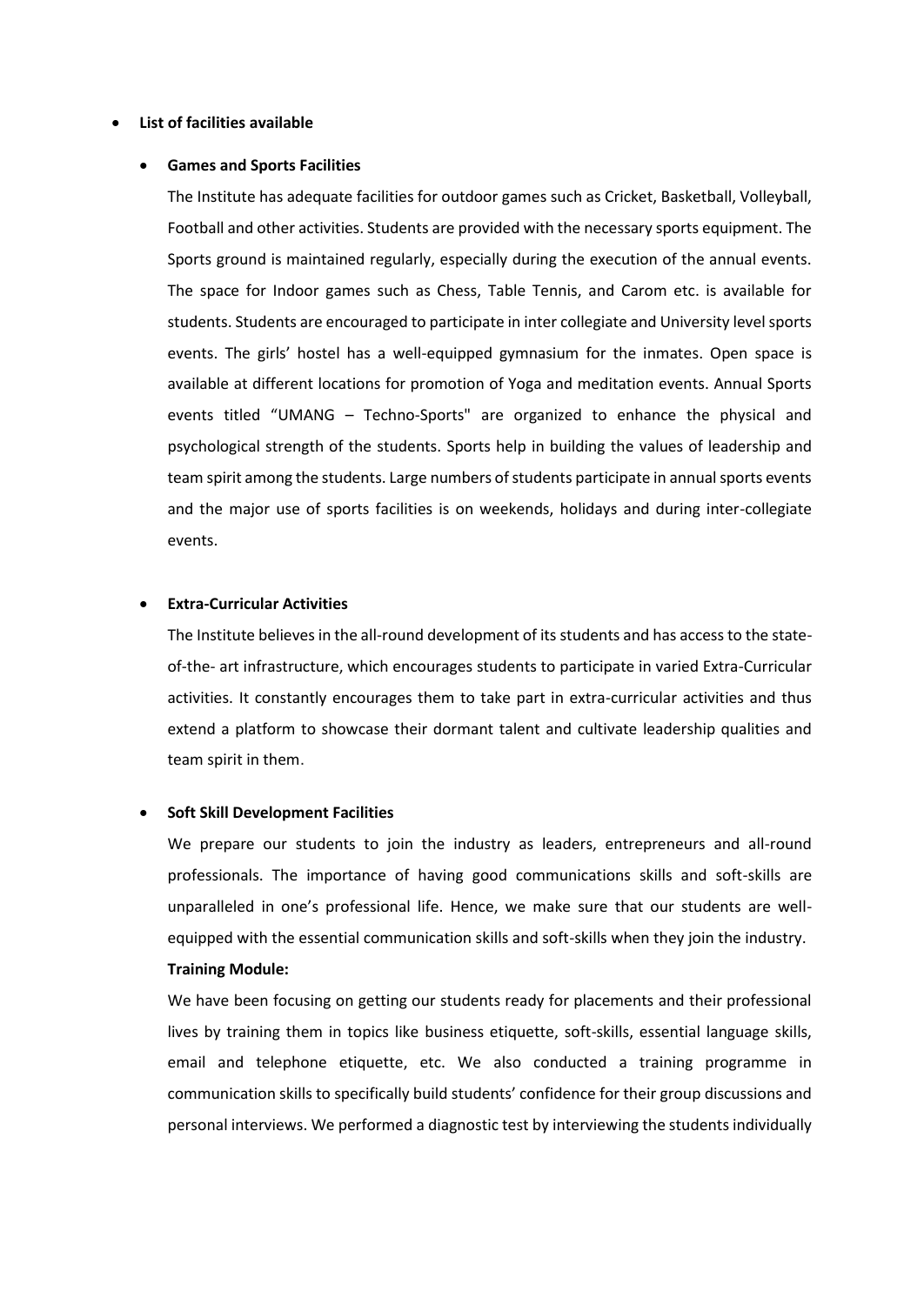- **List of facilities available**

  - **Games and Sports Facilities**

    The Institute has adequate facilities for outdoor games such as Cricket, Basketball, Volleyball, Football and other activities. Students are provided with the necessary sports equipment. The Sports ground is maintained regularly, especially during the execution of the annual events. The space for Indoor games such as Chess, Table Tennis, and Carom etc. is available for students. Students are encouraged to participate in inter collegiate and University level sports events. The girls' hostel has a well-equipped gymnasium for the inmates. Open space is available at different locations for promotion of Yoga and meditation events. Annual Sports events titled "UMANG – Techno-Sports" are organized to enhance the physical and psychological strength of the students. Sports help in building the values of leadership and team spirit among the students. Large numbers of students participate in annual sports events and the major use of sports facilities is on weekends, holidays and during inter-collegiate events.

  - **Extra-Curricular Activities**

    The Institute believes in the all-round development of its students and has access to the state-of-the- art infrastructure, which encourages students to participate in varied Extra-Curricular activities. It constantly encourages them to take part in extra-curricular activities and thus extend a platform to showcase their dormant talent and cultivate leadership qualities and team spirit in them.

  - **Soft Skill Development Facilities**

    We prepare our students to join the industry as leaders, entrepreneurs and all-round professionals. The importance of having good communications skills and soft-skills are unparalleled in one's professional life. Hence, we make sure that our students are well-equipped with the essential communication skills and soft-skills when they join the industry.

    **Training Module:**

    We have been focusing on getting our students ready for placements and their professional lives by training them in topics like business etiquette, soft-skills, essential language skills, email and telephone etiquette, etc. We also conducted a training programme in communication skills to specifically build students' confidence for their group discussions and personal interviews. We performed a diagnostic test by interviewing the students individually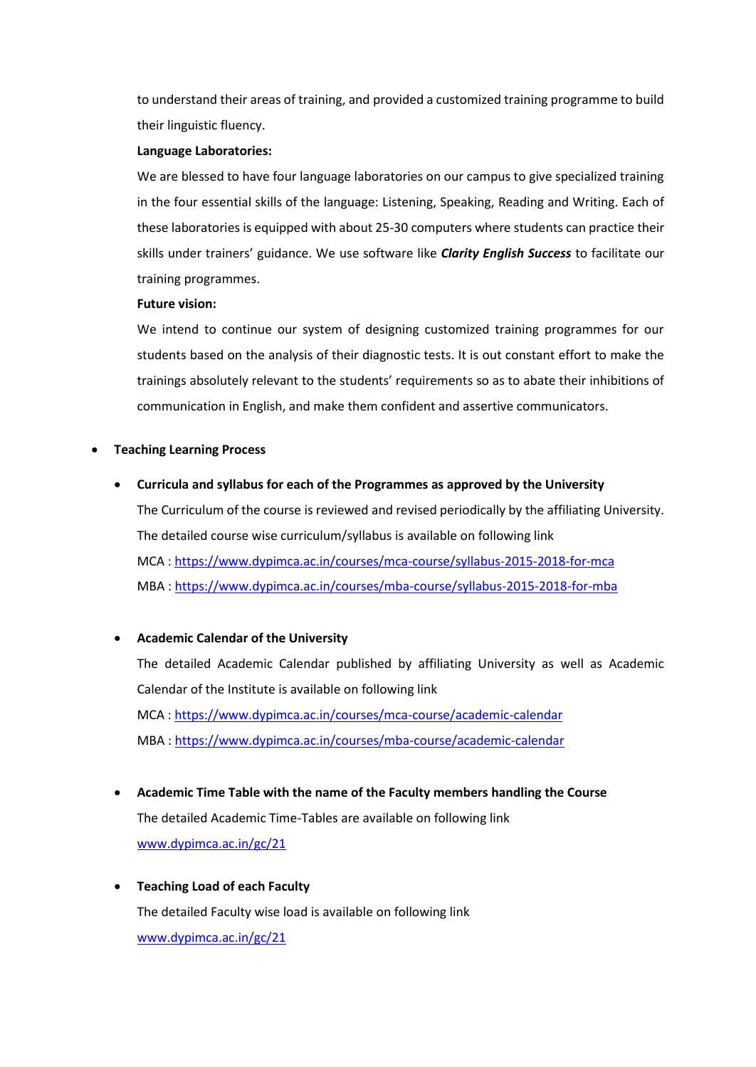to understand their areas of training, and provided a customized training programme to build their linguistic fluency.

**Language Laboratories:**

We are blessed to have four language laboratories on our campus to give specialized training in the four essential skills of the language: Listening, Speaking, Reading and Writing. Each of these laboratories is equipped with about 25-30 computers where students can practice their skills under trainers' guidance. We use software like ***Clarity English Success*** to facilitate our training programmes.

**Future vision:**

We intend to continue our system of designing customized training programmes for our students based on the analysis of their diagnostic tests. It is out constant effort to make the trainings absolutely relevant to the students' requirements so as to abate their inhibitions of communication in English, and make them confident and assertive communicators.

- **Teaching Learning Process**

  - **Curricula and syllabus for each of the Programmes as approved by the University**

    The Curriculum of the course is reviewed and revised periodically by the affiliating University. The detailed course wise curriculum/syllabus is available on following link

    MCA : https://www.dypimca.ac.in/courses/mca-course/syllabus-2015-2018-for-mca

    MBA : https://www.dypimca.ac.in/courses/mba-course/syllabus-2015-2018-for-mba

  - **Academic Calendar of the University**

    The detailed Academic Calendar published by affiliating University as well as Academic Calendar of the Institute is available on following link

    MCA : https://www.dypimca.ac.in/courses/mca-course/academic-calendar

    MBA : https://www.dypimca.ac.in/courses/mba-course/academic-calendar

  - **Academic Time Table with the name of the Faculty members handling the Course**

    The detailed Academic Time-Tables are available on following link

    www.dypimca.ac.in/gc/21

  - **Teaching Load of each Faculty**

    The detailed Faculty wise load is available on following link

    www.dypimca.ac.in/gc/21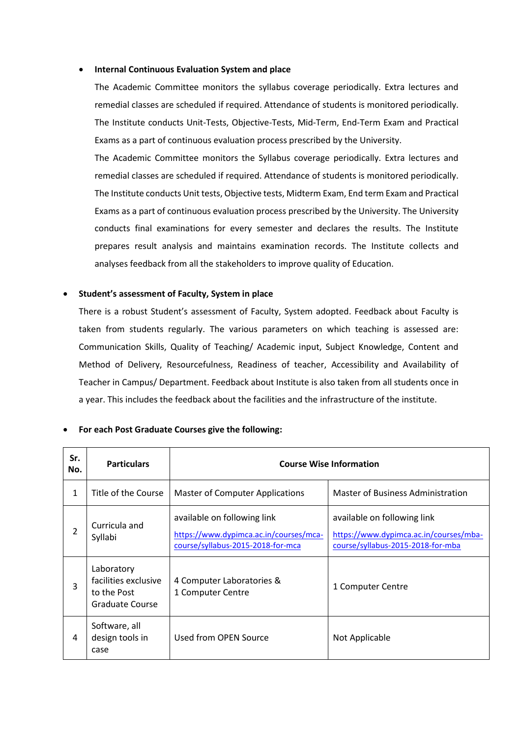- **Internal Continuous Evaluation System and place**

  The Academic Committee monitors the syllabus coverage periodically. Extra lectures and remedial classes are scheduled if required. Attendance of students is monitored periodically. The Institute conducts Unit-Tests, Objective-Tests, Mid-Term, End-Term Exam and Practical Exams as a part of continuous evaluation process prescribed by the University.

  The Academic Committee monitors the Syllabus coverage periodically. Extra lectures and remedial classes are scheduled if required. Attendance of students is monitored periodically. The Institute conducts Unit tests, Objective tests, Midterm Exam, End term Exam and Practical Exams as a part of continuous evaluation process prescribed by the University. The University conducts final examinations for every semester and declares the results. The Institute prepares result analysis and maintains examination records. The Institute collects and analyses feedback from all the stakeholders to improve quality of Education.

- **Student's assessment of Faculty, System in place**

  There is a robust Student's assessment of Faculty, System adopted. Feedback about Faculty is taken from students regularly. The various parameters on which teaching is assessed are: Communication Skills, Quality of Teaching/ Academic input, Subject Knowledge, Content and Method of Delivery, Resourcefulness, Readiness of teacher, Accessibility and Availability of Teacher in Campus/ Department. Feedback about Institute is also taken from all students once in a year. This includes the feedback about the facilities and the infrastructure of the institute.

- **For each Post Graduate Courses give the following:**

| Sr. No. | Particulars | Course Wise Information | |
|---|---|---|---|
| 1 | Title of the Course | Master of Computer Applications | Master of Business Administration |
| 2 | Curricula and Syllabi | available on following link https://www.dypimca.ac.in/courses/mca-course/syllabus-2015-2018-for-mca | available on following link https://www.dypimca.ac.in/courses/mba-course/syllabus-2015-2018-for-mba |
| 3 | Laboratory facilities exclusive to the Post Graduate Course | 4 Computer Laboratories & 1 Computer Centre | 1 Computer Centre |
| 4 | Software, all design tools in case | Used from OPEN Source | Not Applicable |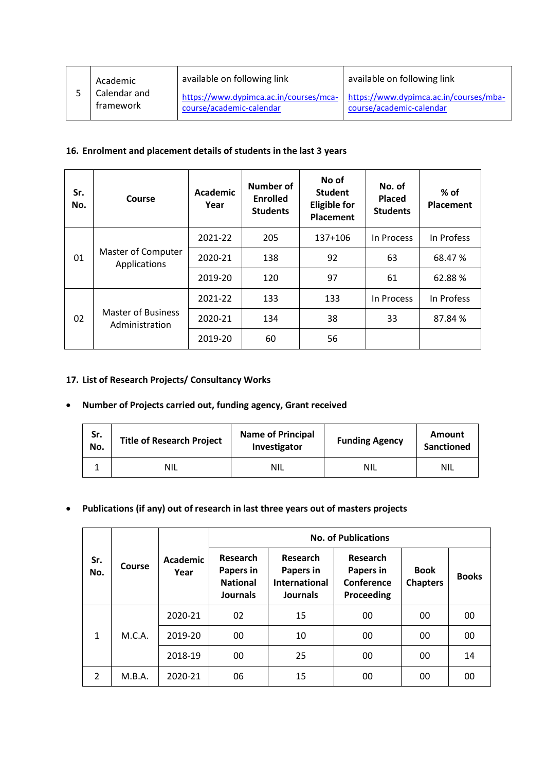| 5 | Academic Calendar and framework | available on following link https://www.dypimca.ac.in/courses/mca-course/academic-calendar | available on following link https://www.dypimca.ac.in/courses/mba-course/academic-calendar |
|---|---|---|---|

**16. Enrolment and placement details of students in the last 3 years**

| Sr. No. | Course | Academic Year | Number of Enrolled Students | No of Student Eligible for Placement | No. of Placed Students | % of Placement |
|---|---|---|---|---|---|---|
| 01 | Master of Computer Applications | 2021-22 | 205 | 137+106 | In Process | In Profess |
| | | 2020-21 | 138 | 92 | 63 | 68.47 % |
| | | 2019-20 | 120 | 97 | 61 | 62.88 % |
| 02 | Master of Business Administration | 2021-22 | 133 | 133 | In Process | In Profess |
| | | 2020-21 | 134 | 38 | 33 | 87.84 % |
| | | 2019-20 | 60 | 56 | | |

**17. List of Research Projects/ Consultancy Works**

- **Number of Projects carried out, funding agency, Grant received**

| Sr. No. | Title of Research Project | Name of Principal Investigator | Funding Agency | Amount Sanctioned |
|---|---|---|---|---|
| 1 | NIL | NIL | NIL | NIL |

- **Publications (if any) out of research in last three years out of masters projects**

| Sr. No. | Course | Academic Year | No. of Publications | | | | |
|---|---|---|---|---|---|---|---|
| | | | Research Papers in National Journals | Research Papers in International Journals | Research Papers in Conference Proceeding | Book Chapters | Books |
| 1 | M.C.A. | 2020-21 | 02 | 15 | 00 | 00 | 00 |
| | | 2019-20 | 00 | 10 | 00 | 00 | 00 |
| | | 2018-19 | 00 | 25 | 00 | 00 | 14 |
| 2 | M.B.A. | 2020-21 | 06 | 15 | 00 | 00 | 00 |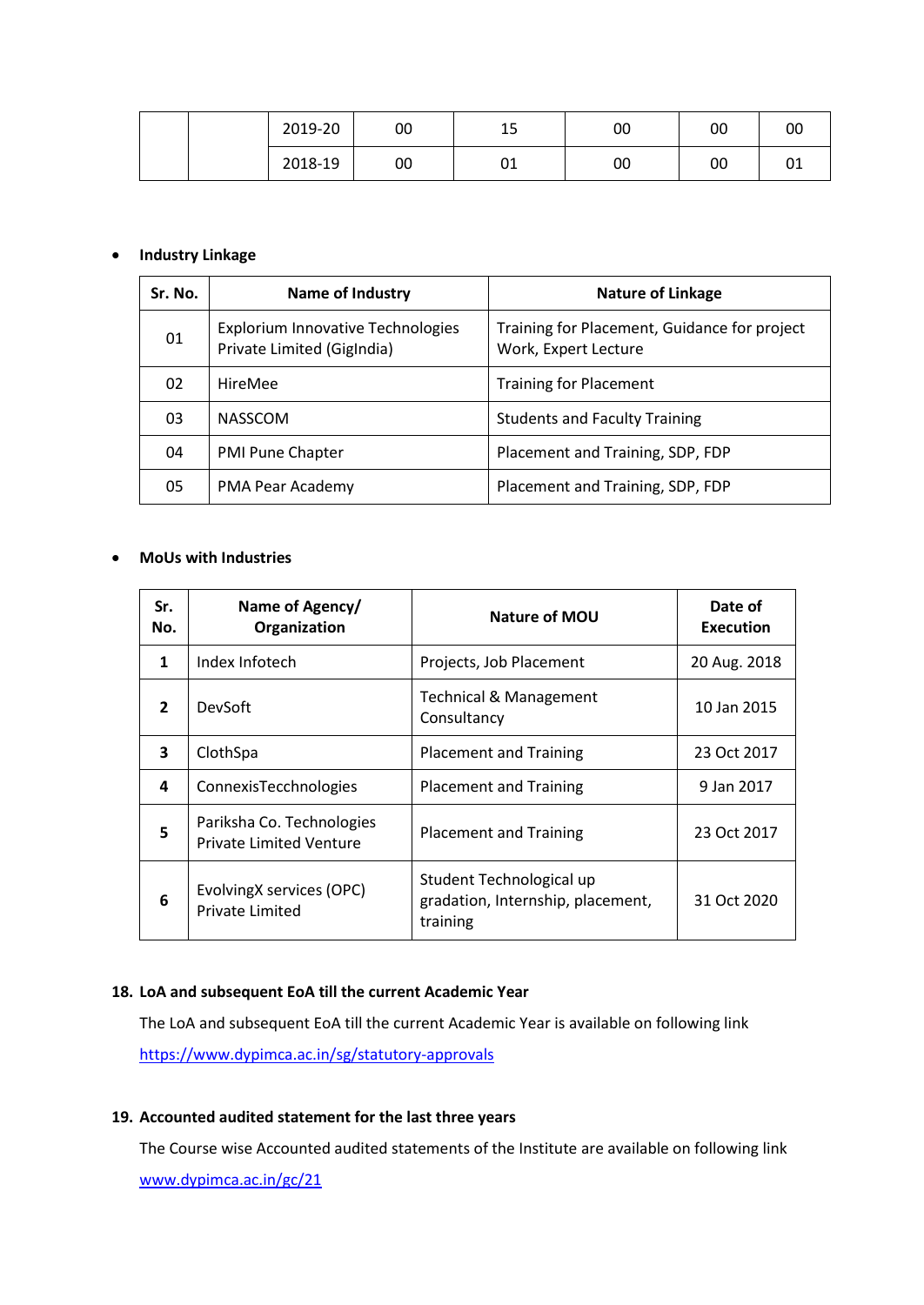| | | 2019-20 | 00 | 15 | 00 | 00 | 00 |
|---|---|---|---|---|---|---|---|
| | | 2018-19 | 00 | 01 | 00 | 00 | 01 |

- **Industry Linkage**

| Sr. No. | Name of Industry | Nature of Linkage |
|---|---|---|
| 01 | Explorium Innovative Technologies Private Limited (GigIndia) | Training for Placement, Guidance for project Work, Expert Lecture |
| 02 | HireMee | Training for Placement |
| 03 | NASSCOM | Students and Faculty Training |
| 04 | PMI Pune Chapter | Placement and Training, SDP, FDP |
| 05 | PMA Pear Academy | Placement and Training, SDP, FDP |

- **MoUs with Industries**

| Sr. No. | Name of Agency/ Organization | Nature of MOU | Date of Execution |
|---|---|---|---|
| **1** | Index Infotech | Projects, Job Placement | 20 Aug. 2018 |
| **2** | DevSoft | Technical & Management Consultancy | 10 Jan 2015 |
| **3** | ClothSpa | Placement and Training | 23 Oct 2017 |
| **4** | ConnexisTecchnologies | Placement and Training | 9 Jan 2017 |
| **5** | Pariksha Co. Technologies Private Limited Venture | Placement and Training | 23 Oct 2017 |
| **6** | EvolvingX services (OPC) Private Limited | Student Technological up gradation, Internship, placement, training | 31 Oct 2020 |

## 18. LoA and subsequent EoA till the current Academic Year

The LoA and subsequent EoA till the current Academic Year is available on following link

https://www.dypimca.ac.in/sg/statutory-approvals

## 19. Accounted audited statement for the last three years

The Course wise Accounted audited statements of the Institute are available on following link

www.dypimca.ac.in/gc/21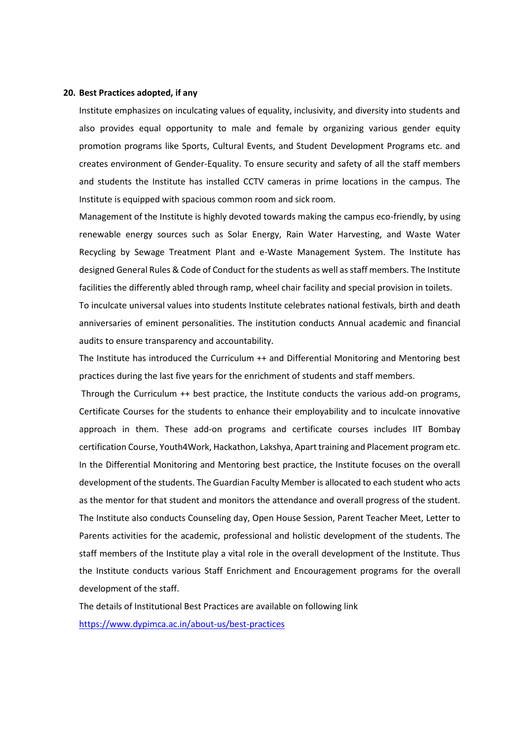**20. Best Practices adopted, if any**

Institute emphasizes on inculcating values of equality, inclusivity, and diversity into students and also provides equal opportunity to male and female by organizing various gender equity promotion programs like Sports, Cultural Events, and Student Development Programs etc. and creates environment of Gender-Equality. To ensure security and safety of all the staff members and students the Institute has installed CCTV cameras in prime locations in the campus. The Institute is equipped with spacious common room and sick room.

Management of the Institute is highly devoted towards making the campus eco-friendly, by using renewable energy sources such as Solar Energy, Rain Water Harvesting, and Waste Water Recycling by Sewage Treatment Plant and e-Waste Management System. The Institute has designed General Rules & Code of Conduct for the students as well as staff members. The Institute facilities the differently abled through ramp, wheel chair facility and special provision in toilets.

To inculcate universal values into students Institute celebrates national festivals, birth and death anniversaries of eminent personalities. The institution conducts Annual academic and financial audits to ensure transparency and accountability.

The Institute has introduced the Curriculum ++ and Differential Monitoring and Mentoring best practices during the last five years for the enrichment of students and staff members.

Through the Curriculum ++ best practice, the Institute conducts the various add-on programs, Certificate Courses for the students to enhance their employability and to inculcate innovative approach in them. These add-on programs and certificate courses includes IIT Bombay certification Course, Youth4Work, Hackathon, Lakshya, Apart training and Placement program etc. In the Differential Monitoring and Mentoring best practice, the Institute focuses on the overall development of the students. The Guardian Faculty Member is allocated to each student who acts as the mentor for that student and monitors the attendance and overall progress of the student. The Institute also conducts Counseling day, Open House Session, Parent Teacher Meet, Letter to Parents activities for the academic, professional and holistic development of the students. The staff members of the Institute play a vital role in the overall development of the Institute. Thus the Institute conducts various Staff Enrichment and Encouragement programs for the overall development of the staff.

The details of Institutional Best Practices are available on following link

https://www.dypimca.ac.in/about-us/best-practices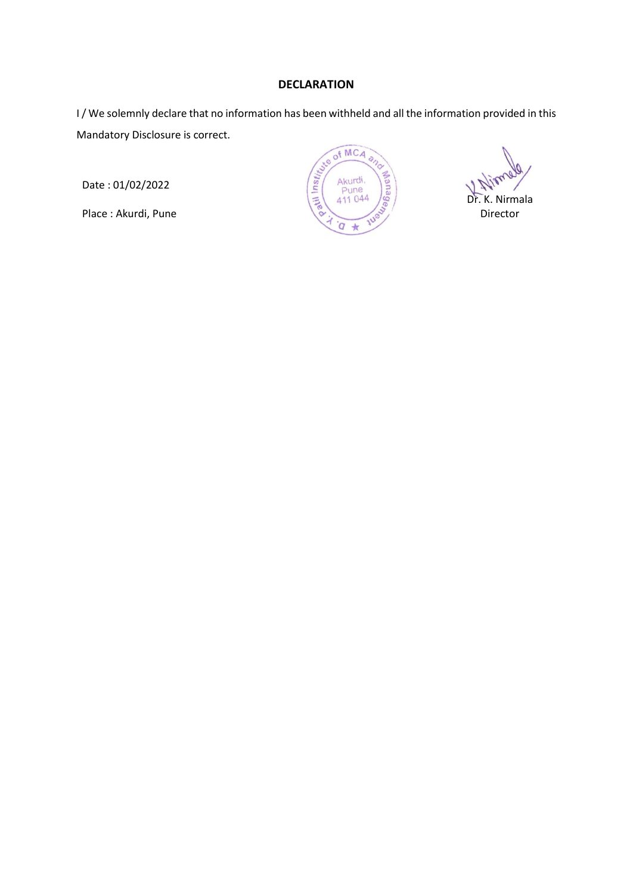**DECLARATION**

I / We solemnly declare that no information has been withheld and all the information provided in this Mandatory Disclosure is correct.

Date : 01/02/2022

Place : Akurdi, Pune

Dr. K. Nirmala
Director